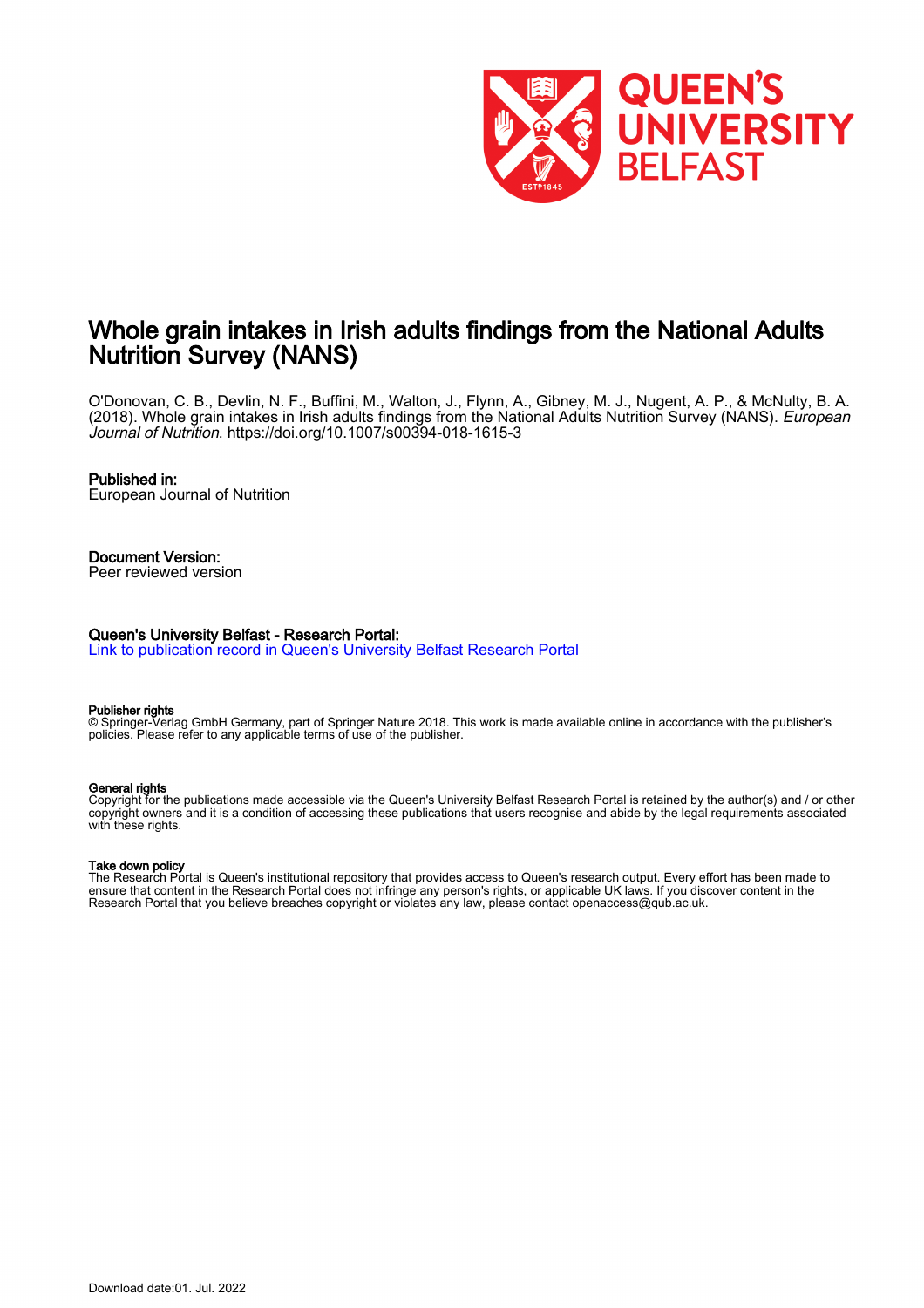# Whole grain intakes in Irish adults findings from the National Adults Nutrition Survey (NANS)

O'Donovan, C. B., Devlin, N. F., Buffini, M., Walton, J., Flynn, A., Gibney, M. J., Nugent, A. P., & McNulty, B. A. (2018). Whole grain intakes in Irish adults findings from the National Adults Nutrition Survey (NANS). *European Journal of Nutrition*. https://doi.org/10.1007/s00394-018-1615-3

**Published in:**
European Journal of Nutrition

**Document Version:**
Peer reviewed version

**Queen's University Belfast - Research Portal:**
Link to publication record in Queen's University Belfast Research Portal

**Publisher rights**
© Springer-Verlag GmbH Germany, part of Springer Nature 2018. This work is made available online in accordance with the publisher's policies. Please refer to any applicable terms of use of the publisher.

**General rights**
Copyright for the publications made accessible via the Queen's University Belfast Research Portal is retained by the author(s) and / or other copyright owners and it is a condition of accessing these publications that users recognise and abide by the legal requirements associated with these rights.

**Take down policy**
The Research Portal is Queen's institutional repository that provides access to Queen's research output. Every effort has been made to ensure that content in the Research Portal does not infringe any person's rights, or applicable UK laws. If you discover content in the Research Portal that you believe breaches copyright or violates any law, please contact openaccess@qub.ac.uk.

Download date:01. Jul. 2022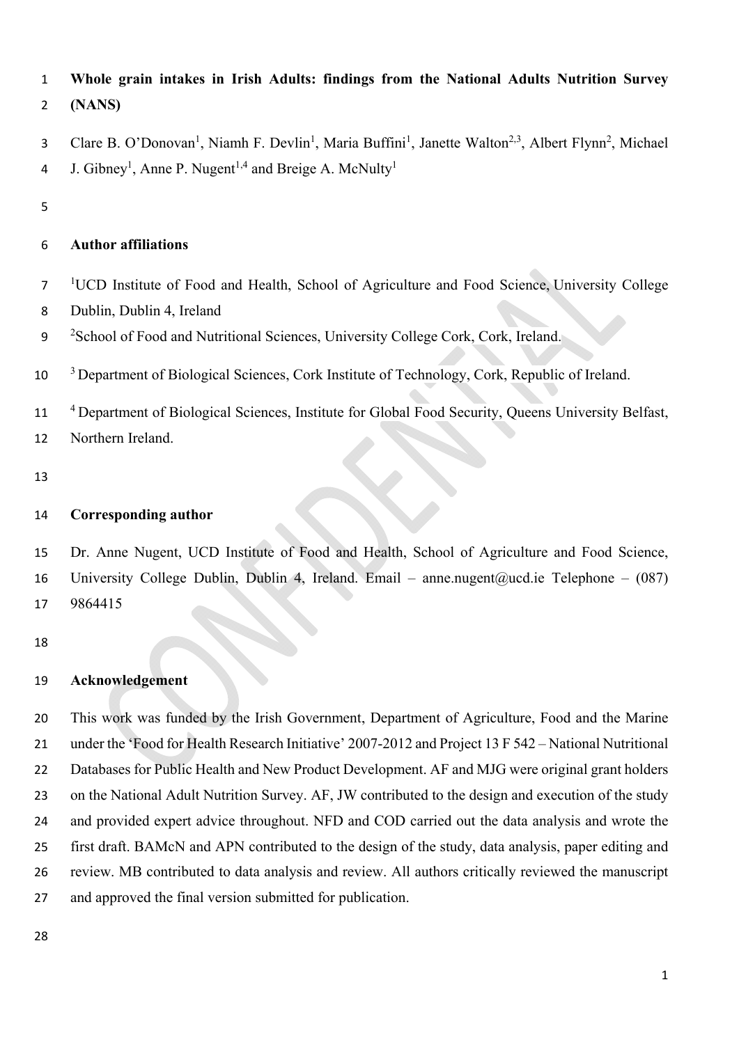# Whole grain intakes in Irish Adults: findings from the National Adults Nutrition Survey (NANS)

Clare B. O'Donovan[1], Niamh F. Devlin[1], Maria Buffini[1], Janette Walton[2,3], Albert Flynn[2], Michael J. Gibney[1], Anne P. Nugent[1,4] and Breige A. McNulty[1]

## Author affiliations

[1]UCD Institute of Food and Health, School of Agriculture and Food Science, University College Dublin, Dublin 4, Ireland

[2]School of Food and Nutritional Sciences, University College Cork, Cork, Ireland.

[3] Department of Biological Sciences, Cork Institute of Technology, Cork, Republic of Ireland.

[4] Department of Biological Sciences, Institute for Global Food Security, Queens University Belfast, Northern Ireland.

## Corresponding author

Dr. Anne Nugent, UCD Institute of Food and Health, School of Agriculture and Food Science, University College Dublin, Dublin 4, Ireland. Email – anne.nugent@ucd.ie Telephone – (087) 9864415

## Acknowledgement

This work was funded by the Irish Government, Department of Agriculture, Food and the Marine under the 'Food for Health Research Initiative' 2007-2012 and Project 13 F 542 – National Nutritional Databases for Public Health and New Product Development. AF and MJG were original grant holders on the National Adult Nutrition Survey. AF, JW contributed to the design and execution of the study and provided expert advice throughout. NFD and COD carried out the data analysis and wrote the first draft. BAMcN and APN contributed to the design of the study, data analysis, paper editing and review. MB contributed to data analysis and review. All authors critically reviewed the manuscript and approved the final version submitted for publication.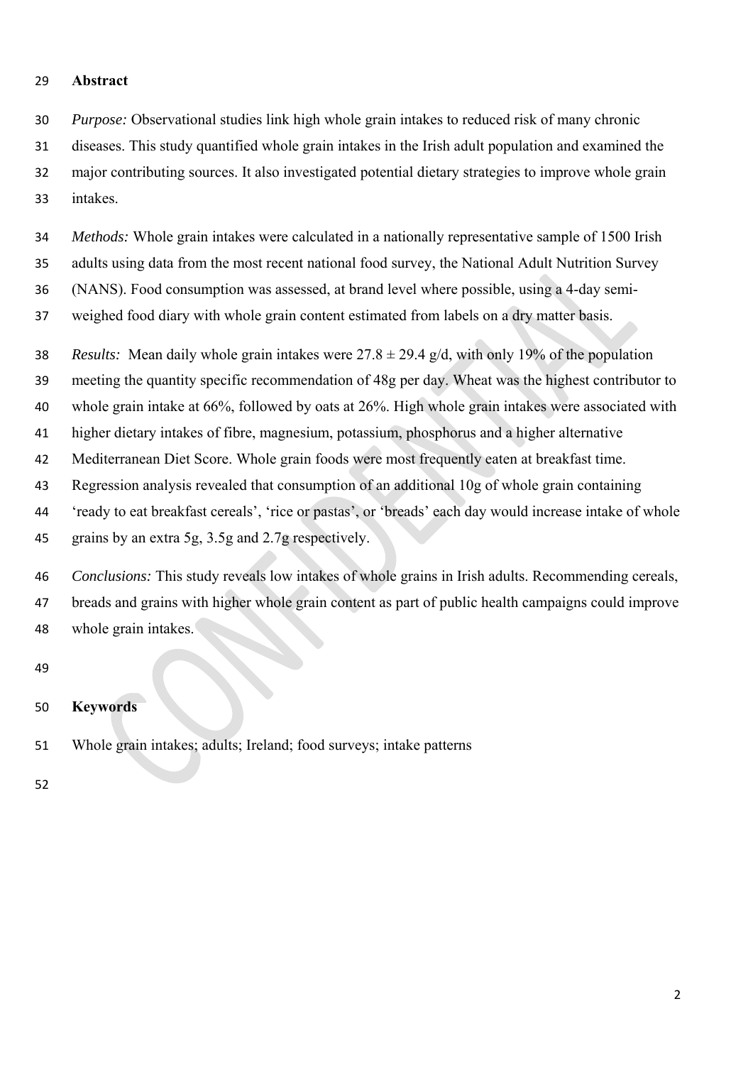## Abstract

*Purpose:* Observational studies link high whole grain intakes to reduced risk of many chronic diseases. This study quantified whole grain intakes in the Irish adult population and examined the major contributing sources. It also investigated potential dietary strategies to improve whole grain intakes.

*Methods:* Whole grain intakes were calculated in a nationally representative sample of 1500 Irish adults using data from the most recent national food survey, the National Adult Nutrition Survey (NANS). Food consumption was assessed, at brand level where possible, using a 4-day semi-weighed food diary with whole grain content estimated from labels on a dry matter basis.

*Results:* Mean daily whole grain intakes were 27.8 ± 29.4 g/d, with only 19% of the population meeting the quantity specific recommendation of 48g per day. Wheat was the highest contributor to whole grain intake at 66%, followed by oats at 26%. High whole grain intakes were associated with higher dietary intakes of fibre, magnesium, potassium, phosphorus and a higher alternative Mediterranean Diet Score. Whole grain foods were most frequently eaten at breakfast time. Regression analysis revealed that consumption of an additional 10g of whole grain containing 'ready to eat breakfast cereals', 'rice or pastas', or 'breads' each day would increase intake of whole grains by an extra 5g, 3.5g and 2.7g respectively.

*Conclusions:* This study reveals low intakes of whole grains in Irish adults. Recommending cereals, breads and grains with higher whole grain content as part of public health campaigns could improve whole grain intakes.

## Keywords

Whole grain intakes; adults; Ireland; food surveys; intake patterns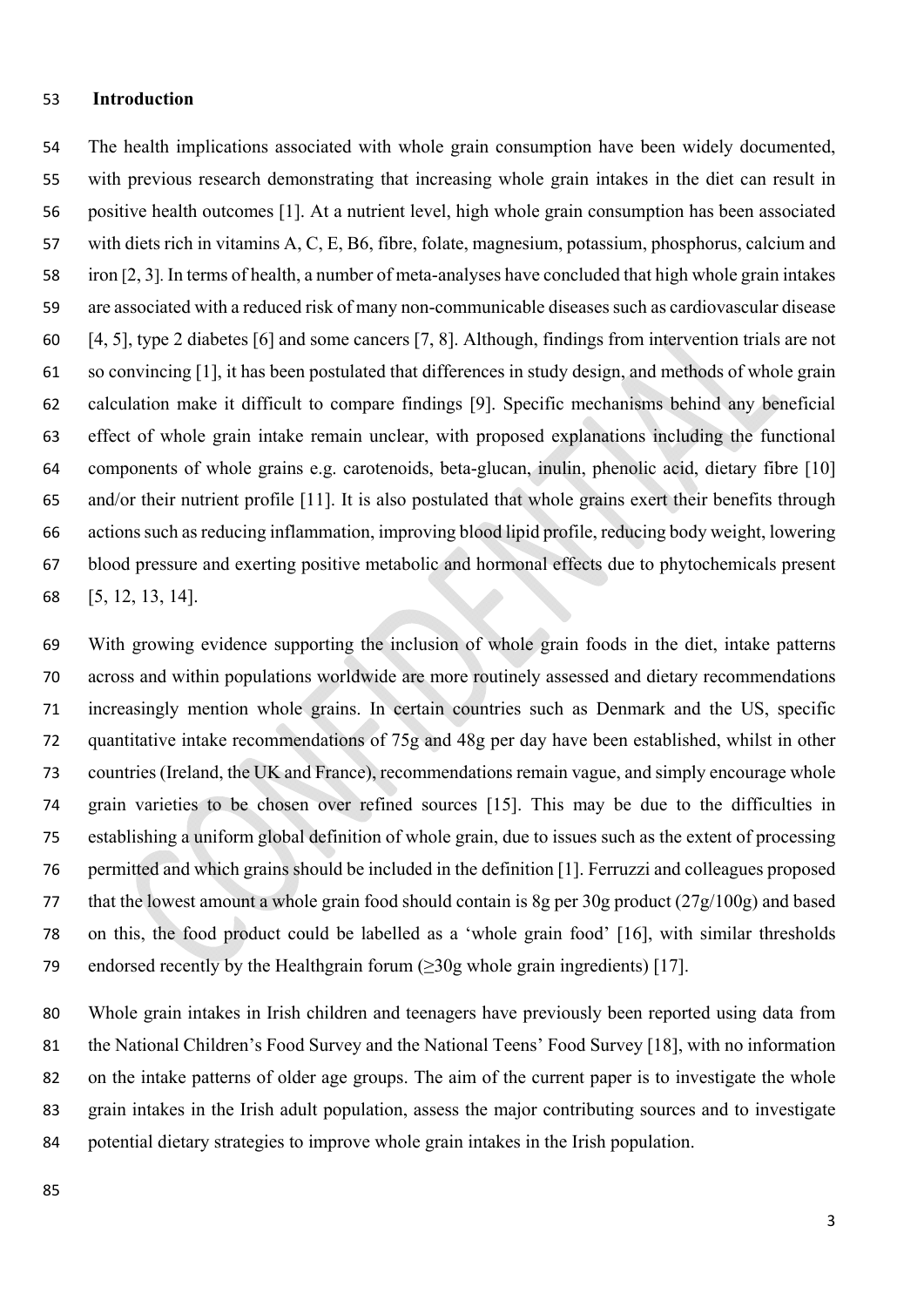## Introduction

The health implications associated with whole grain consumption have been widely documented, with previous research demonstrating that increasing whole grain intakes in the diet can result in positive health outcomes [1]. At a nutrient level, high whole grain consumption has been associated with diets rich in vitamins A, C, E, B6, fibre, folate, magnesium, potassium, phosphorus, calcium and iron [2, 3]. In terms of health, a number of meta-analyses have concluded that high whole grain intakes are associated with a reduced risk of many non-communicable diseases such as cardiovascular disease [4, 5], type 2 diabetes [6] and some cancers [7, 8]. Although, findings from intervention trials are not so convincing [1], it has been postulated that differences in study design, and methods of whole grain calculation make it difficult to compare findings [9]. Specific mechanisms behind any beneficial effect of whole grain intake remain unclear, with proposed explanations including the functional components of whole grains e.g. carotenoids, beta-glucan, inulin, phenolic acid, dietary fibre [10] and/or their nutrient profile [11]. It is also postulated that whole grains exert their benefits through actions such as reducing inflammation, improving blood lipid profile, reducing body weight, lowering blood pressure and exerting positive metabolic and hormonal effects due to phytochemicals present [5, 12, 13, 14].

With growing evidence supporting the inclusion of whole grain foods in the diet, intake patterns across and within populations worldwide are more routinely assessed and dietary recommendations increasingly mention whole grains. In certain countries such as Denmark and the US, specific quantitative intake recommendations of 75g and 48g per day have been established, whilst in other countries (Ireland, the UK and France), recommendations remain vague, and simply encourage whole grain varieties to be chosen over refined sources [15]. This may be due to the difficulties in establishing a uniform global definition of whole grain, due to issues such as the extent of processing permitted and which grains should be included in the definition [1]. Ferruzzi and colleagues proposed that the lowest amount a whole grain food should contain is 8g per 30g product (27g/100g) and based on this, the food product could be labelled as a 'whole grain food' [16], with similar thresholds endorsed recently by the Healthgrain forum (≥30g whole grain ingredients) [17].

Whole grain intakes in Irish children and teenagers have previously been reported using data from the National Children's Food Survey and the National Teens' Food Survey [18], with no information on the intake patterns of older age groups. The aim of the current paper is to investigate the whole grain intakes in the Irish adult population, assess the major contributing sources and to investigate potential dietary strategies to improve whole grain intakes in the Irish population.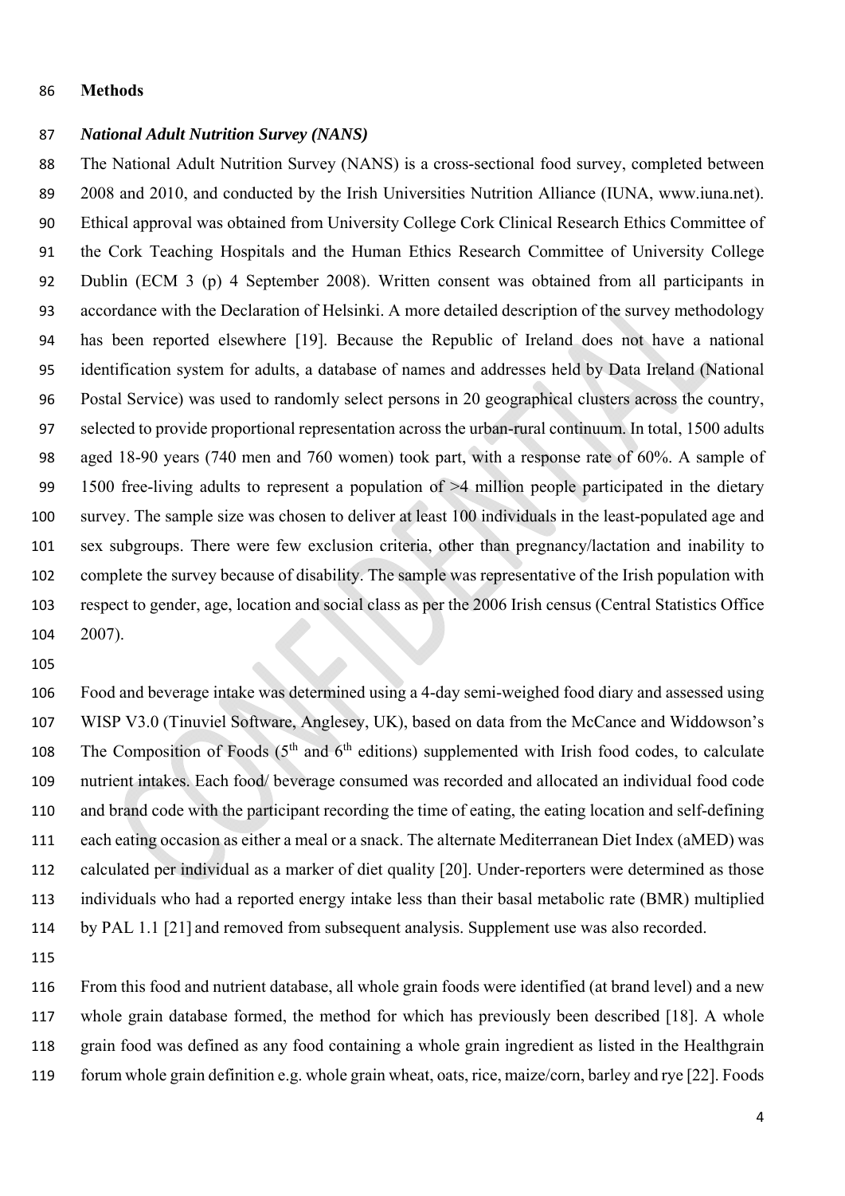## Methods

### *National Adult Nutrition Survey (NANS)*

The National Adult Nutrition Survey (NANS) is a cross-sectional food survey, completed between 2008 and 2010, and conducted by the Irish Universities Nutrition Alliance (IUNA, www.iuna.net). Ethical approval was obtained from University College Cork Clinical Research Ethics Committee of the Cork Teaching Hospitals and the Human Ethics Research Committee of University College Dublin (ECM 3 (p) 4 September 2008). Written consent was obtained from all participants in accordance with the Declaration of Helsinki. A more detailed description of the survey methodology has been reported elsewhere [19]. Because the Republic of Ireland does not have a national identification system for adults, a database of names and addresses held by Data Ireland (National Postal Service) was used to randomly select persons in 20 geographical clusters across the country, selected to provide proportional representation across the urban-rural continuum. In total, 1500 adults aged 18-90 years (740 men and 760 women) took part, with a response rate of 60%. A sample of 1500 free-living adults to represent a population of >4 million people participated in the dietary survey. The sample size was chosen to deliver at least 100 individuals in the least-populated age and sex subgroups. There were few exclusion criteria, other than pregnancy/lactation and inability to complete the survey because of disability. The sample was representative of the Irish population with respect to gender, age, location and social class as per the 2006 Irish census (Central Statistics Office 2007).

Food and beverage intake was determined using a 4-day semi-weighed food diary and assessed using WISP V3.0 (Tinuviel Software, Anglesey, UK), based on data from the McCance and Widdowson's The Composition of Foods (5th and 6th editions) supplemented with Irish food codes, to calculate nutrient intakes. Each food/ beverage consumed was recorded and allocated an individual food code and brand code with the participant recording the time of eating, the eating location and self-defining each eating occasion as either a meal or a snack. The alternate Mediterranean Diet Index (aMED) was calculated per individual as a marker of diet quality [20]. Under-reporters were determined as those individuals who had a reported energy intake less than their basal metabolic rate (BMR) multiplied by PAL 1.1 [21] and removed from subsequent analysis. Supplement use was also recorded.

From this food and nutrient database, all whole grain foods were identified (at brand level) and a new whole grain database formed, the method for which has previously been described [18]. A whole grain food was defined as any food containing a whole grain ingredient as listed in the Healthgrain forum whole grain definition e.g. whole grain wheat, oats, rice, maize/corn, barley and rye [22]. Foods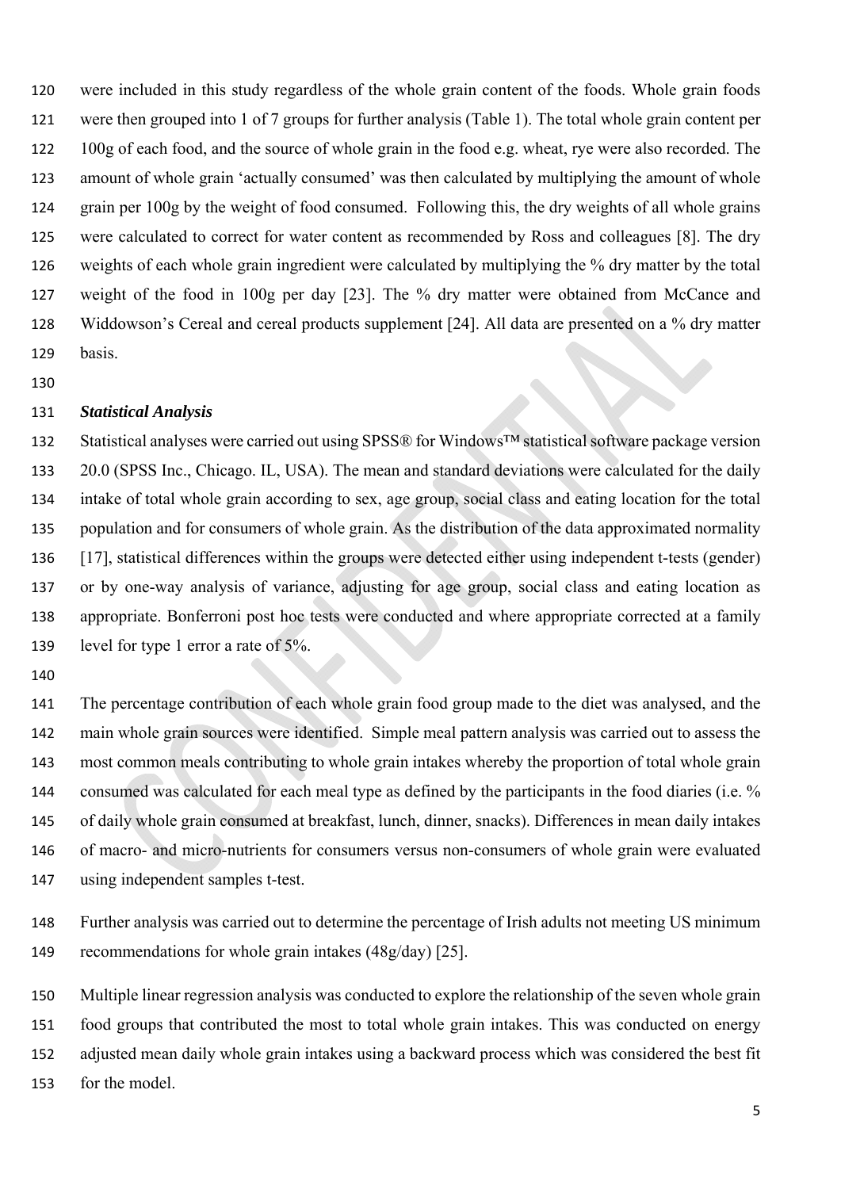were included in this study regardless of the whole grain content of the foods. Whole grain foods were then grouped into 1 of 7 groups for further analysis (Table 1). The total whole grain content per 100g of each food, and the source of whole grain in the food e.g. wheat, rye were also recorded. The amount of whole grain 'actually consumed' was then calculated by multiplying the amount of whole grain per 100g by the weight of food consumed. Following this, the dry weights of all whole grains were calculated to correct for water content as recommended by Ross and colleagues [8]. The dry weights of each whole grain ingredient were calculated by multiplying the % dry matter by the total weight of the food in 100g per day [23]. The % dry matter were obtained from McCance and Widdowson's Cereal and cereal products supplement [24]. All data are presented on a % dry matter basis.

### *Statistical Analysis*

Statistical analyses were carried out using SPSS® for Windows™ statistical software package version 20.0 (SPSS Inc., Chicago. IL, USA). The mean and standard deviations were calculated for the daily intake of total whole grain according to sex, age group, social class and eating location for the total population and for consumers of whole grain. As the distribution of the data approximated normality [17], statistical differences within the groups were detected either using independent t-tests (gender) or by one-way analysis of variance, adjusting for age group, social class and eating location as appropriate. Bonferroni post hoc tests were conducted and where appropriate corrected at a family level for type 1 error a rate of 5%.

The percentage contribution of each whole grain food group made to the diet was analysed, and the main whole grain sources were identified. Simple meal pattern analysis was carried out to assess the most common meals contributing to whole grain intakes whereby the proportion of total whole grain consumed was calculated for each meal type as defined by the participants in the food diaries (i.e. % of daily whole grain consumed at breakfast, lunch, dinner, snacks). Differences in mean daily intakes of macro- and micro-nutrients for consumers versus non-consumers of whole grain were evaluated using independent samples t-test.

Further analysis was carried out to determine the percentage of Irish adults not meeting US minimum recommendations for whole grain intakes (48g/day) [25].

Multiple linear regression analysis was conducted to explore the relationship of the seven whole grain food groups that contributed the most to total whole grain intakes. This was conducted on energy adjusted mean daily whole grain intakes using a backward process which was considered the best fit for the model.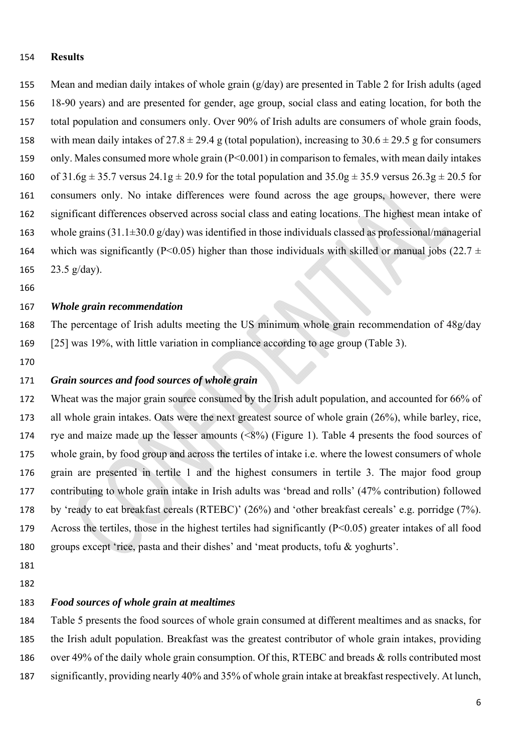## Results

Mean and median daily intakes of whole grain (g/day) are presented in Table 2 for Irish adults (aged 18-90 years) and are presented for gender, age group, social class and eating location, for both the total population and consumers only. Over 90% of Irish adults are consumers of whole grain foods, with mean daily intakes of 27.8 ± 29.4 g (total population), increasing to 30.6 ± 29.5 g for consumers only. Males consumed more whole grain ($P<0.001$) in comparison to females, with mean daily intakes of 31.6g ± 35.7 versus 24.1g ± 20.9 for the total population and 35.0g ± 35.9 versus 26.3g ± 20.5 for consumers only. No intake differences were found across the age groups, however, there were significant differences observed across social class and eating locations. The highest mean intake of whole grains (31.1±30.0 g/day) was identified in those individuals classed as professional/managerial which was significantly ($P<0.05$) higher than those individuals with skilled or manual jobs (22.7 ± 23.5 g/day).

### *Whole grain recommendation*

The percentage of Irish adults meeting the US minimum whole grain recommendation of 48g/day [25] was 19%, with little variation in compliance according to age group (Table 3).

### *Grain sources and food sources of whole grain*

Wheat was the major grain source consumed by the Irish adult population, and accounted for 66% of all whole grain intakes. Oats were the next greatest source of whole grain (26%), while barley, rice, rye and maize made up the lesser amounts (<8%) (Figure 1). Table 4 presents the food sources of whole grain, by food group and across the tertiles of intake i.e. where the lowest consumers of whole grain are presented in tertile 1 and the highest consumers in tertile 3. The major food group contributing to whole grain intake in Irish adults was 'bread and rolls' (47% contribution) followed by 'ready to eat breakfast cereals (RTEBC)' (26%) and 'other breakfast cereals' e.g. porridge (7%). Across the tertiles, those in the highest tertiles had significantly ($P<0.05$) greater intakes of all food groups except 'rice, pasta and their dishes' and 'meat products, tofu & yoghurts'.

### *Food sources of whole grain at mealtimes*

Table 5 presents the food sources of whole grain consumed at different mealtimes and as snacks, for the Irish adult population. Breakfast was the greatest contributor of whole grain intakes, providing over 49% of the daily whole grain consumption. Of this, RTEBC and breads & rolls contributed most significantly, providing nearly 40% and 35% of whole grain intake at breakfast respectively. At lunch,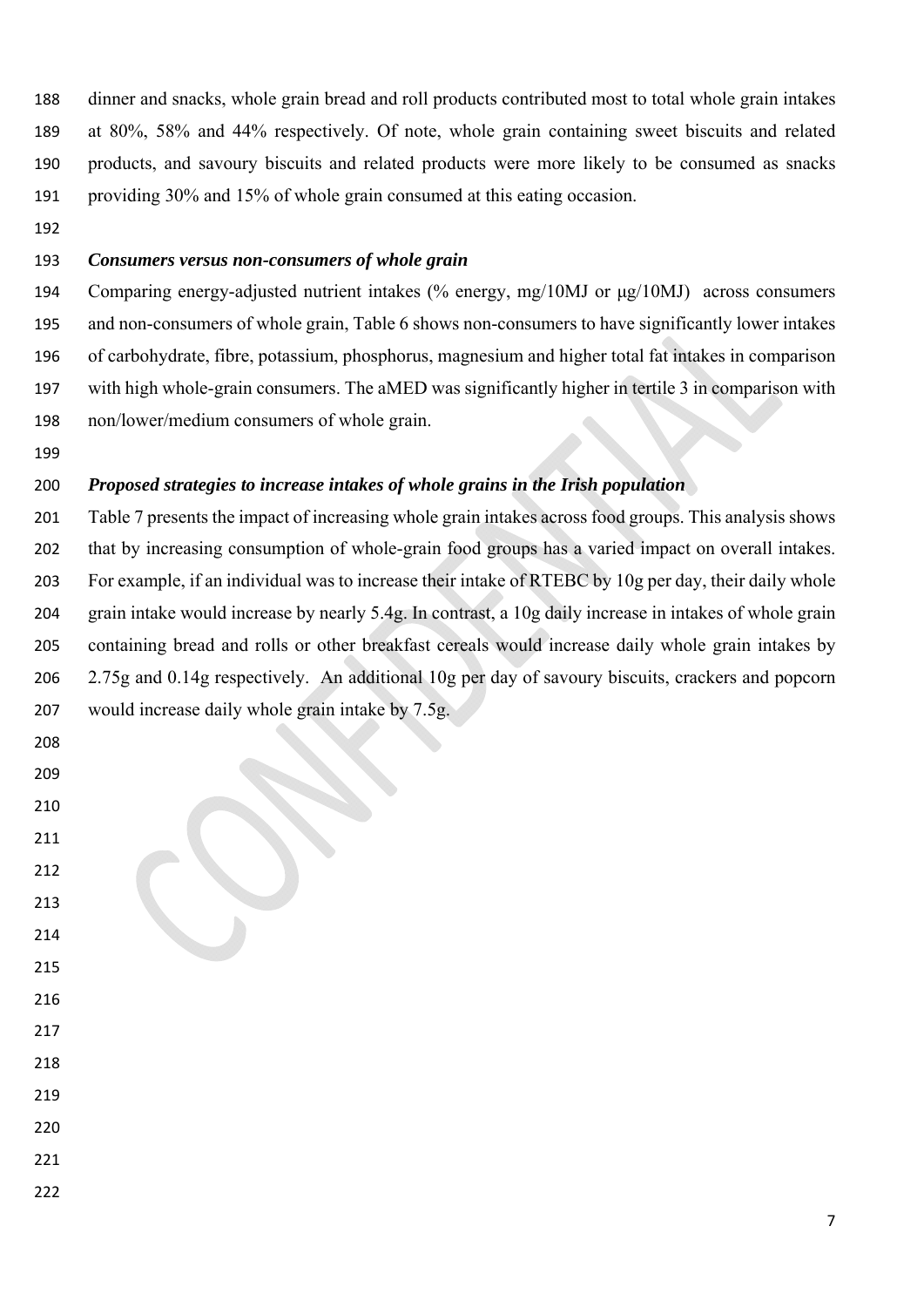dinner and snacks, whole grain bread and roll products contributed most to total whole grain intakes at 80%, 58% and 44% respectively. Of note, whole grain containing sweet biscuits and related products, and savoury biscuits and related products were more likely to be consumed as snacks providing 30% and 15% of whole grain consumed at this eating occasion.

### *Consumers versus non-consumers of whole grain*

Comparing energy-adjusted nutrient intakes (% energy, mg/10MJ or μg/10MJ) across consumers and non-consumers of whole grain, Table 6 shows non-consumers to have significantly lower intakes of carbohydrate, fibre, potassium, phosphorus, magnesium and higher total fat intakes in comparison with high whole-grain consumers. The aMED was significantly higher in tertile 3 in comparison with non/lower/medium consumers of whole grain.

### *Proposed strategies to increase intakes of whole grains in the Irish population*

Table 7 presents the impact of increasing whole grain intakes across food groups. This analysis shows that by increasing consumption of whole-grain food groups has a varied impact on overall intakes. For example, if an individual was to increase their intake of RTEBC by 10g per day, their daily whole grain intake would increase by nearly 5.4g. In contrast, a 10g daily increase in intakes of whole grain containing bread and rolls or other breakfast cereals would increase daily whole grain intakes by 2.75g and 0.14g respectively. An additional 10g per day of savoury biscuits, crackers and popcorn would increase daily whole grain intake by 7.5g.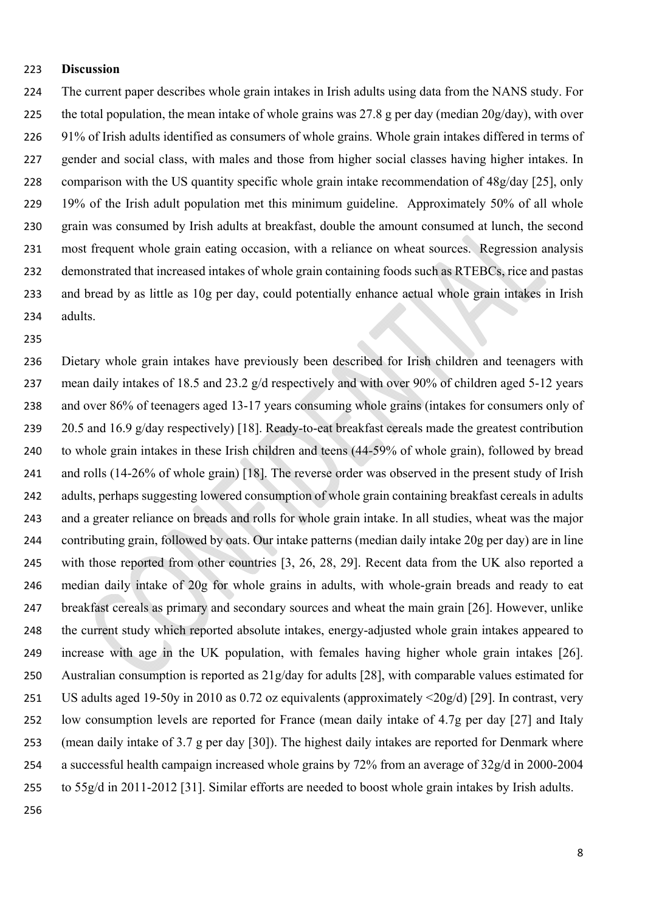## Discussion

The current paper describes whole grain intakes in Irish adults using data from the NANS study. For the total population, the mean intake of whole grains was 27.8 g per day (median 20g/day), with over 91% of Irish adults identified as consumers of whole grains. Whole grain intakes differed in terms of gender and social class, with males and those from higher social classes having higher intakes. In comparison with the US quantity specific whole grain intake recommendation of 48g/day [25], only 19% of the Irish adult population met this minimum guideline. Approximately 50% of all whole grain was consumed by Irish adults at breakfast, double the amount consumed at lunch, the second most frequent whole grain eating occasion, with a reliance on wheat sources. Regression analysis demonstrated that increased intakes of whole grain containing foods such as RTEBCs, rice and pastas and bread by as little as 10g per day, could potentially enhance actual whole grain intakes in Irish adults.

Dietary whole grain intakes have previously been described for Irish children and teenagers with mean daily intakes of 18.5 and 23.2 g/d respectively and with over 90% of children aged 5-12 years and over 86% of teenagers aged 13-17 years consuming whole grains (intakes for consumers only of 20.5 and 16.9 g/day respectively) [18]. Ready-to-eat breakfast cereals made the greatest contribution to whole grain intakes in these Irish children and teens (44-59% of whole grain), followed by bread and rolls (14-26% of whole grain) [18]. The reverse order was observed in the present study of Irish adults, perhaps suggesting lowered consumption of whole grain containing breakfast cereals in adults and a greater reliance on breads and rolls for whole grain intake. In all studies, wheat was the major contributing grain, followed by oats. Our intake patterns (median daily intake 20g per day) are in line with those reported from other countries [3, 26, 28, 29]. Recent data from the UK also reported a median daily intake of 20g for whole grains in adults, with whole-grain breads and ready to eat breakfast cereals as primary and secondary sources and wheat the main grain [26]. However, unlike the current study which reported absolute intakes, energy-adjusted whole grain intakes appeared to increase with age in the UK population, with females having higher whole grain intakes [26]. Australian consumption is reported as 21g/day for adults [28], with comparable values estimated for US adults aged 19-50y in 2010 as 0.72 oz equivalents (approximately <20g/d) [29]. In contrast, very low consumption levels are reported for France (mean daily intake of 4.7g per day [27] and Italy (mean daily intake of 3.7 g per day [30]). The highest daily intakes are reported for Denmark where a successful health campaign increased whole grains by 72% from an average of 32g/d in 2000-2004 to 55g/d in 2011-2012 [31]. Similar efforts are needed to boost whole grain intakes by Irish adults.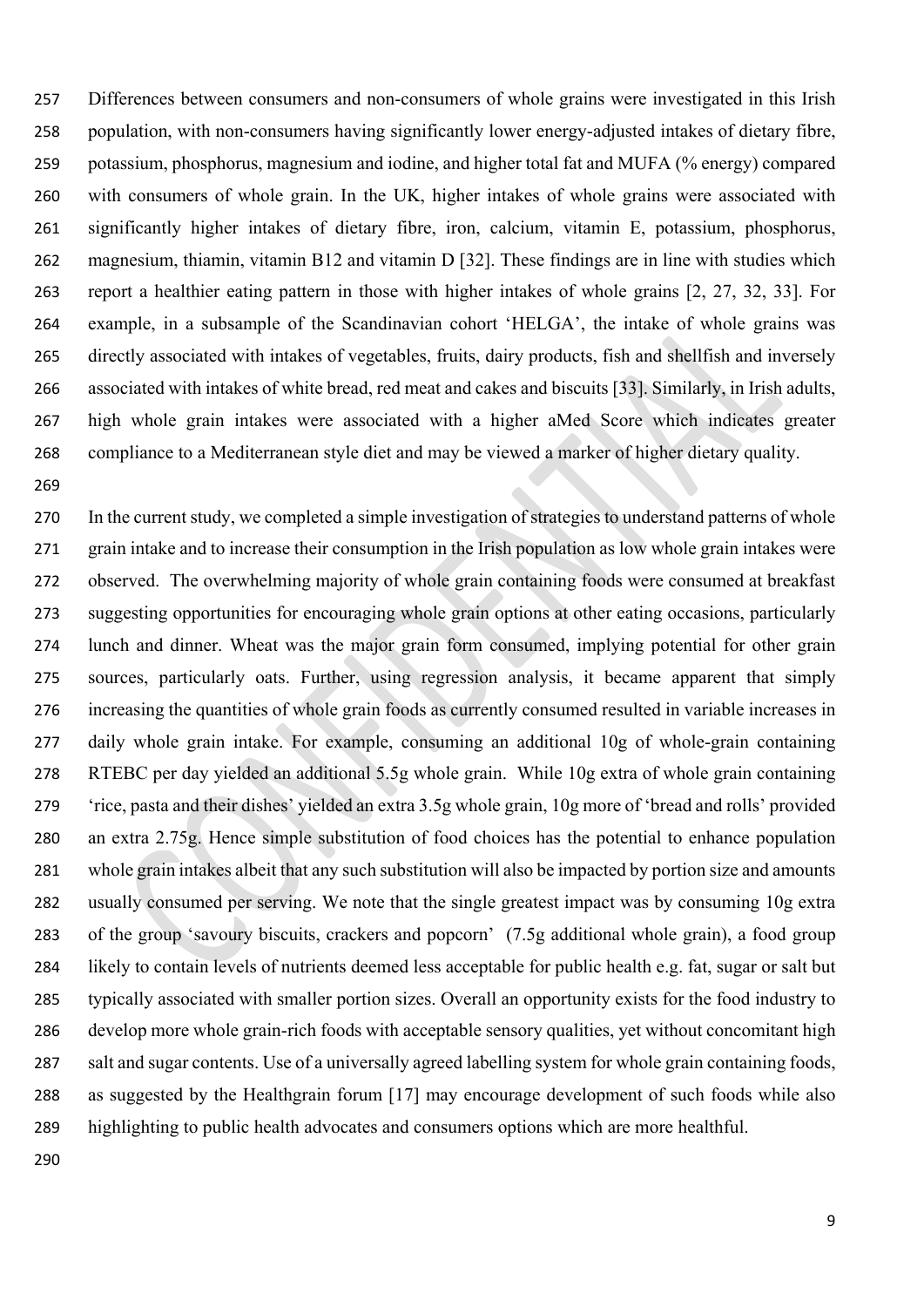Differences between consumers and non-consumers of whole grains were investigated in this Irish population, with non-consumers having significantly lower energy-adjusted intakes of dietary fibre, potassium, phosphorus, magnesium and iodine, and higher total fat and MUFA (% energy) compared with consumers of whole grain. In the UK, higher intakes of whole grains were associated with significantly higher intakes of dietary fibre, iron, calcium, vitamin E, potassium, phosphorus, magnesium, thiamin, vitamin B12 and vitamin D [32]. These findings are in line with studies which report a healthier eating pattern in those with higher intakes of whole grains [2, 27, 32, 33]. For example, in a subsample of the Scandinavian cohort 'HELGA', the intake of whole grains was directly associated with intakes of vegetables, fruits, dairy products, fish and shellfish and inversely associated with intakes of white bread, red meat and cakes and biscuits [33]. Similarly, in Irish adults, high whole grain intakes were associated with a higher aMed Score which indicates greater compliance to a Mediterranean style diet and may be viewed a marker of higher dietary quality.

In the current study, we completed a simple investigation of strategies to understand patterns of whole grain intake and to increase their consumption in the Irish population as low whole grain intakes were observed. The overwhelming majority of whole grain containing foods were consumed at breakfast suggesting opportunities for encouraging whole grain options at other eating occasions, particularly lunch and dinner. Wheat was the major grain form consumed, implying potential for other grain sources, particularly oats. Further, using regression analysis, it became apparent that simply increasing the quantities of whole grain foods as currently consumed resulted in variable increases in daily whole grain intake. For example, consuming an additional 10g of whole-grain containing RTEBC per day yielded an additional 5.5g whole grain. While 10g extra of whole grain containing 'rice, pasta and their dishes' yielded an extra 3.5g whole grain, 10g more of 'bread and rolls' provided an extra 2.75g. Hence simple substitution of food choices has the potential to enhance population whole grain intakes albeit that any such substitution will also be impacted by portion size and amounts usually consumed per serving. We note that the single greatest impact was by consuming 10g extra of the group 'savoury biscuits, crackers and popcorn' (7.5g additional whole grain), a food group likely to contain levels of nutrients deemed less acceptable for public health e.g. fat, sugar or salt but typically associated with smaller portion sizes. Overall an opportunity exists for the food industry to develop more whole grain-rich foods with acceptable sensory qualities, yet without concomitant high salt and sugar contents. Use of a universally agreed labelling system for whole grain containing foods, as suggested by the Healthgrain forum [17] may encourage development of such foods while also highlighting to public health advocates and consumers options which are more healthful.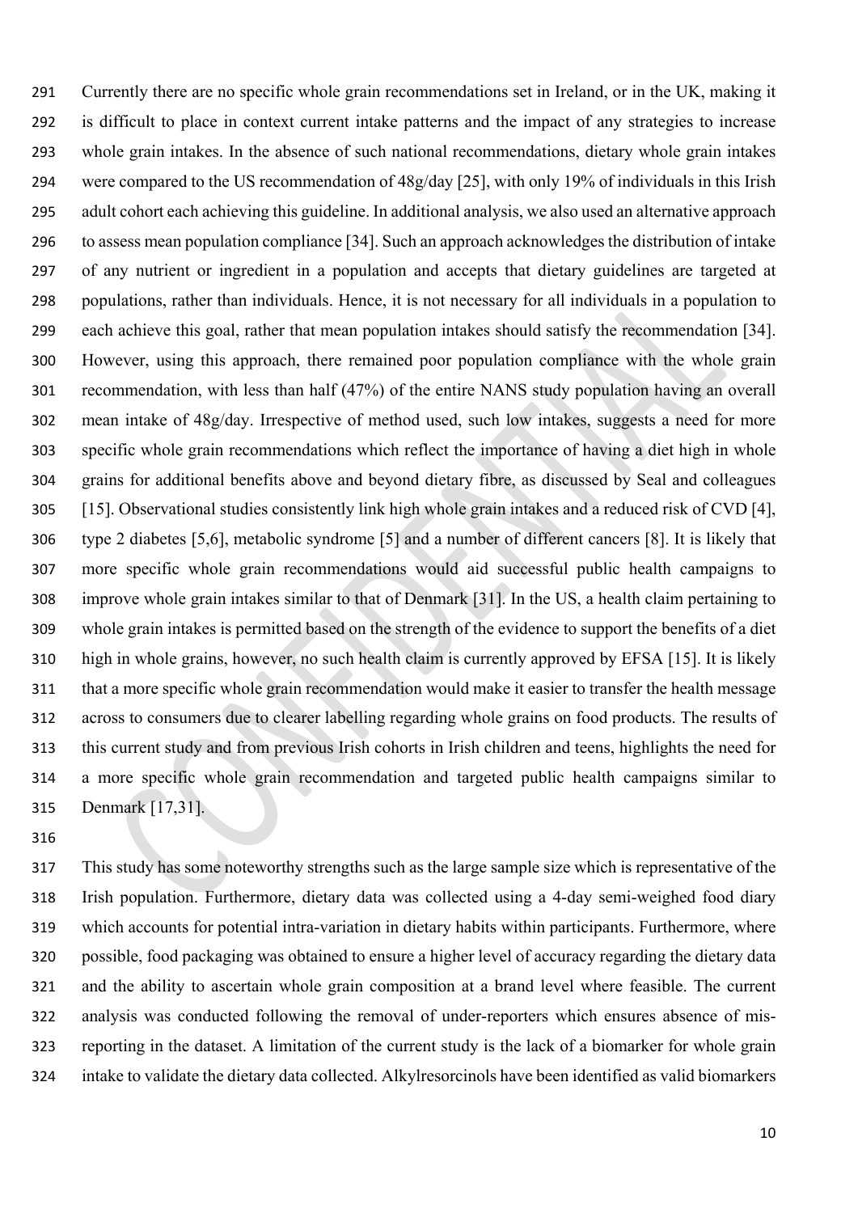Currently there are no specific whole grain recommendations set in Ireland, or in the UK, making it is difficult to place in context current intake patterns and the impact of any strategies to increase whole grain intakes. In the absence of such national recommendations, dietary whole grain intakes were compared to the US recommendation of 48g/day [25], with only 19% of individuals in this Irish adult cohort each achieving this guideline. In additional analysis, we also used an alternative approach to assess mean population compliance [34]. Such an approach acknowledges the distribution of intake of any nutrient or ingredient in a population and accepts that dietary guidelines are targeted at populations, rather than individuals. Hence, it is not necessary for all individuals in a population to each achieve this goal, rather that mean population intakes should satisfy the recommendation [34]. However, using this approach, there remained poor population compliance with the whole grain recommendation, with less than half (47%) of the entire NANS study population having an overall mean intake of 48g/day. Irrespective of method used, such low intakes, suggests a need for more specific whole grain recommendations which reflect the importance of having a diet high in whole grains for additional benefits above and beyond dietary fibre, as discussed by Seal and colleagues [15]. Observational studies consistently link high whole grain intakes and a reduced risk of CVD [4], type 2 diabetes [5,6], metabolic syndrome [5] and a number of different cancers [8]. It is likely that more specific whole grain recommendations would aid successful public health campaigns to improve whole grain intakes similar to that of Denmark [31]. In the US, a health claim pertaining to whole grain intakes is permitted based on the strength of the evidence to support the benefits of a diet high in whole grains, however, no such health claim is currently approved by EFSA [15]. It is likely that a more specific whole grain recommendation would make it easier to transfer the health message across to consumers due to clearer labelling regarding whole grains on food products. The results of this current study and from previous Irish cohorts in Irish children and teens, highlights the need for a more specific whole grain recommendation and targeted public health campaigns similar to Denmark [17,31].

This study has some noteworthy strengths such as the large sample size which is representative of the Irish population. Furthermore, dietary data was collected using a 4-day semi-weighed food diary which accounts for potential intra-variation in dietary habits within participants. Furthermore, where possible, food packaging was obtained to ensure a higher level of accuracy regarding the dietary data and the ability to ascertain whole grain composition at a brand level where feasible. The current analysis was conducted following the removal of under-reporters which ensures absence of mis-reporting in the dataset. A limitation of the current study is the lack of a biomarker for whole grain intake to validate the dietary data collected. Alkylresorcinols have been identified as valid biomarkers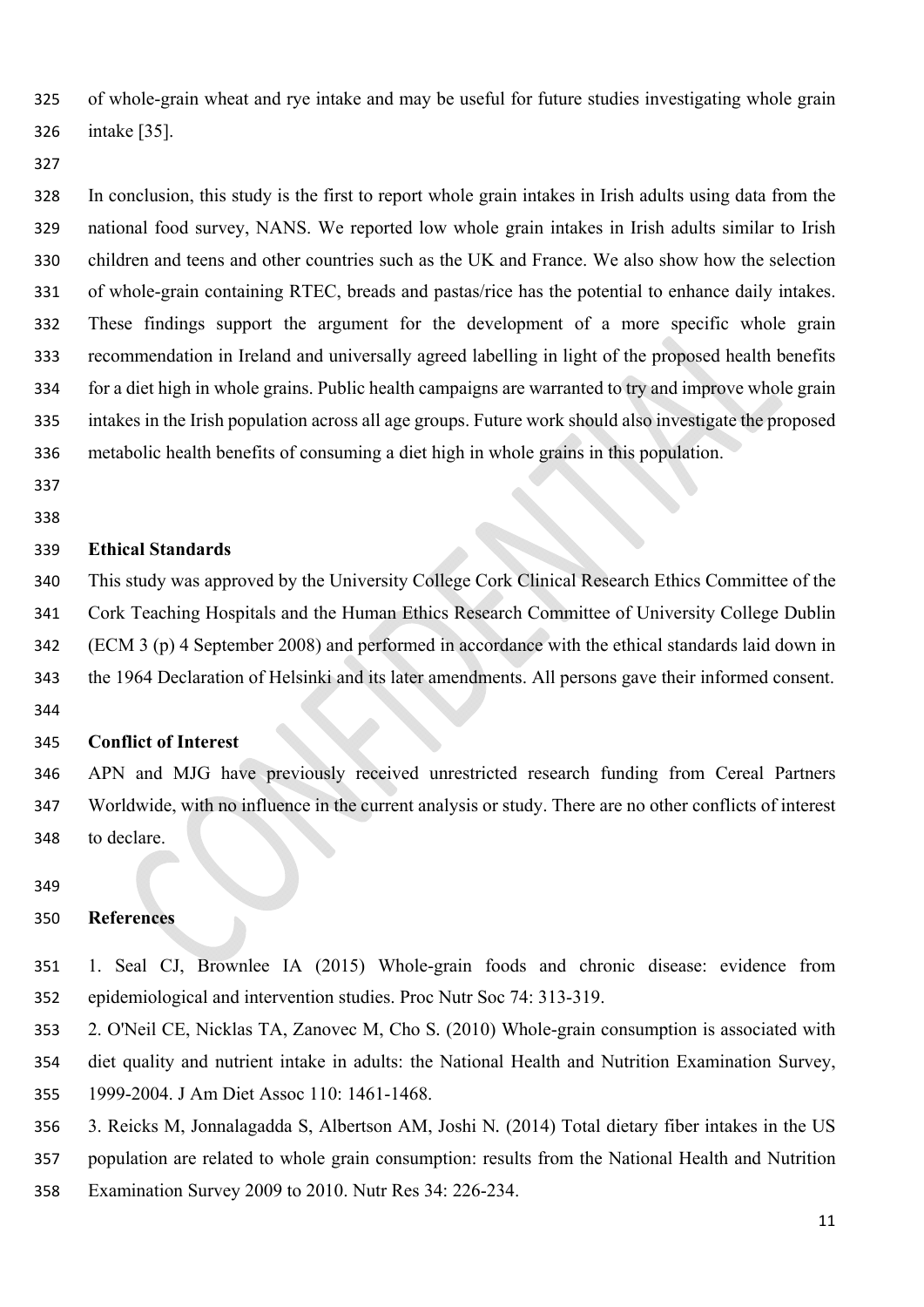of whole-grain wheat and rye intake and may be useful for future studies investigating whole grain intake [35].

In conclusion, this study is the first to report whole grain intakes in Irish adults using data from the national food survey, NANS. We reported low whole grain intakes in Irish adults similar to Irish children and teens and other countries such as the UK and France. We also show how the selection of whole-grain containing RTEC, breads and pastas/rice has the potential to enhance daily intakes. These findings support the argument for the development of a more specific whole grain recommendation in Ireland and universally agreed labelling in light of the proposed health benefits for a diet high in whole grains. Public health campaigns are warranted to try and improve whole grain intakes in the Irish population across all age groups. Future work should also investigate the proposed metabolic health benefits of consuming a diet high in whole grains in this population.

## Ethical Standards

This study was approved by the University College Cork Clinical Research Ethics Committee of the Cork Teaching Hospitals and the Human Ethics Research Committee of University College Dublin (ECM 3 (p) 4 September 2008) and performed in accordance with the ethical standards laid down in the 1964 Declaration of Helsinki and its later amendments. All persons gave their informed consent.

## Conflict of Interest

APN and MJG have previously received unrestricted research funding from Cereal Partners Worldwide, with no influence in the current analysis or study. There are no other conflicts of interest to declare.

## References

1. Seal CJ, Brownlee IA (2015) Whole-grain foods and chronic disease: evidence from epidemiological and intervention studies. Proc Nutr Soc 74: 313-319.
2. O'Neil CE, Nicklas TA, Zanovec M, Cho S. (2010) Whole-grain consumption is associated with diet quality and nutrient intake in adults: the National Health and Nutrition Examination Survey, 1999-2004. J Am Diet Assoc 110: 1461-1468.
3. Reicks M, Jonnalagadda S, Albertson AM, Joshi N. (2014) Total dietary fiber intakes in the US population are related to whole grain consumption: results from the National Health and Nutrition Examination Survey 2009 to 2010. Nutr Res 34: 226-234.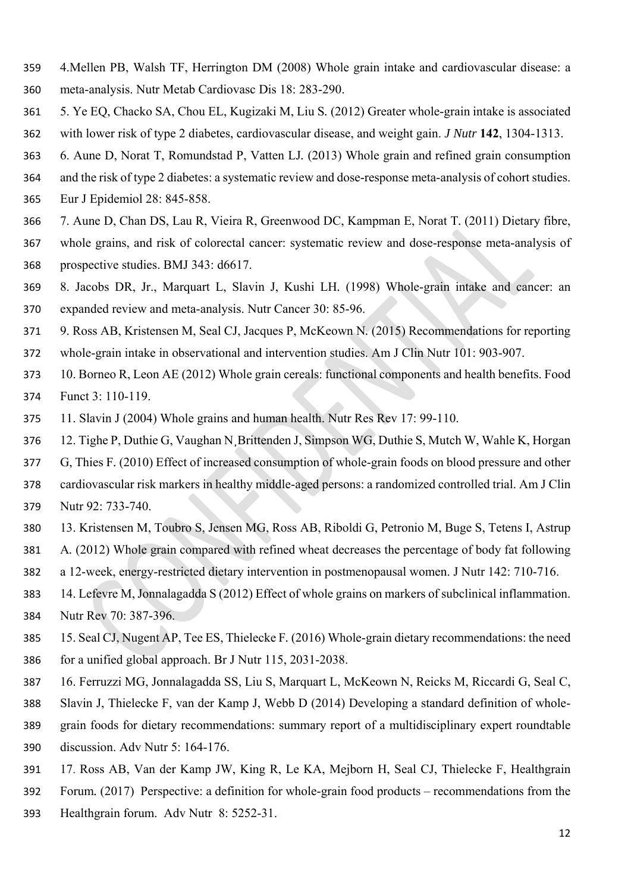4.Mellen PB, Walsh TF, Herrington DM (2008) Whole grain intake and cardiovascular disease: a meta-analysis. Nutr Metab Cardiovasc Dis 18: 283-290.

5. Ye EQ, Chacko SA, Chou EL, Kugizaki M, Liu S. (2012) Greater whole-grain intake is associated with lower risk of type 2 diabetes, cardiovascular disease, and weight gain. *J Nutr* **142**, 1304-1313.

6. Aune D, Norat T, Romundstad P, Vatten LJ. (2013) Whole grain and refined grain consumption and the risk of type 2 diabetes: a systematic review and dose-response meta-analysis of cohort studies. Eur J Epidemiol 28: 845-858.

7. Aune D, Chan DS, Lau R, Vieira R, Greenwood DC, Kampman E, Norat T. (2011) Dietary fibre, whole grains, and risk of colorectal cancer: systematic review and dose-response meta-analysis of prospective studies. BMJ 343: d6617.

8. Jacobs DR, Jr., Marquart L, Slavin J, Kushi LH. (1998) Whole-grain intake and cancer: an expanded review and meta-analysis. Nutr Cancer 30: 85-96.

9. Ross AB, Kristensen M, Seal CJ, Jacques P, McKeown N. (2015) Recommendations for reporting whole-grain intake in observational and intervention studies. Am J Clin Nutr 101: 903-907.

10. Borneo R, Leon AE (2012) Whole grain cereals: functional components and health benefits. Food Funct 3: 110-119.

11. Slavin J (2004) Whole grains and human health. Nutr Res Rev 17: 99-110.

12. Tighe P, Duthie G, Vaughan N¸Brittenden J, Simpson WG, Duthie S, Mutch W, Wahle K, Horgan G, Thies F. (2010) Effect of increased consumption of whole-grain foods on blood pressure and other cardiovascular risk markers in healthy middle-aged persons: a randomized controlled trial. Am J Clin Nutr 92: 733-740.

13. Kristensen M, Toubro S, Jensen MG, Ross AB, Riboldi G, Petronio M, Buge S, Tetens I, Astrup A. (2012) Whole grain compared with refined wheat decreases the percentage of body fat following a 12-week, energy-restricted dietary intervention in postmenopausal women. J Nutr 142: 710-716.

14. Lefevre M, Jonnalagadda S (2012) Effect of whole grains on markers of subclinical inflammation. Nutr Rev 70: 387-396.

15. Seal CJ, Nugent AP, Tee ES, Thielecke F. (2016) Whole-grain dietary recommendations: the need for a unified global approach. Br J Nutr 115, 2031-2038.

16. Ferruzzi MG, Jonnalagadda SS, Liu S, Marquart L, McKeown N, Reicks M, Riccardi G, Seal C, Slavin J, Thielecke F, van der Kamp J, Webb D (2014) Developing a standard definition of whole-grain foods for dietary recommendations: summary report of a multidisciplinary expert roundtable discussion. Adv Nutr 5: 164-176.

17. Ross AB, Van der Kamp JW, King R, Le KA, Mejborn H, Seal CJ, Thielecke F, Healthgrain Forum. (2017) Perspective: a definition for whole-grain food products – recommendations from the Healthgrain forum. Adv Nutr 8: 5252-31.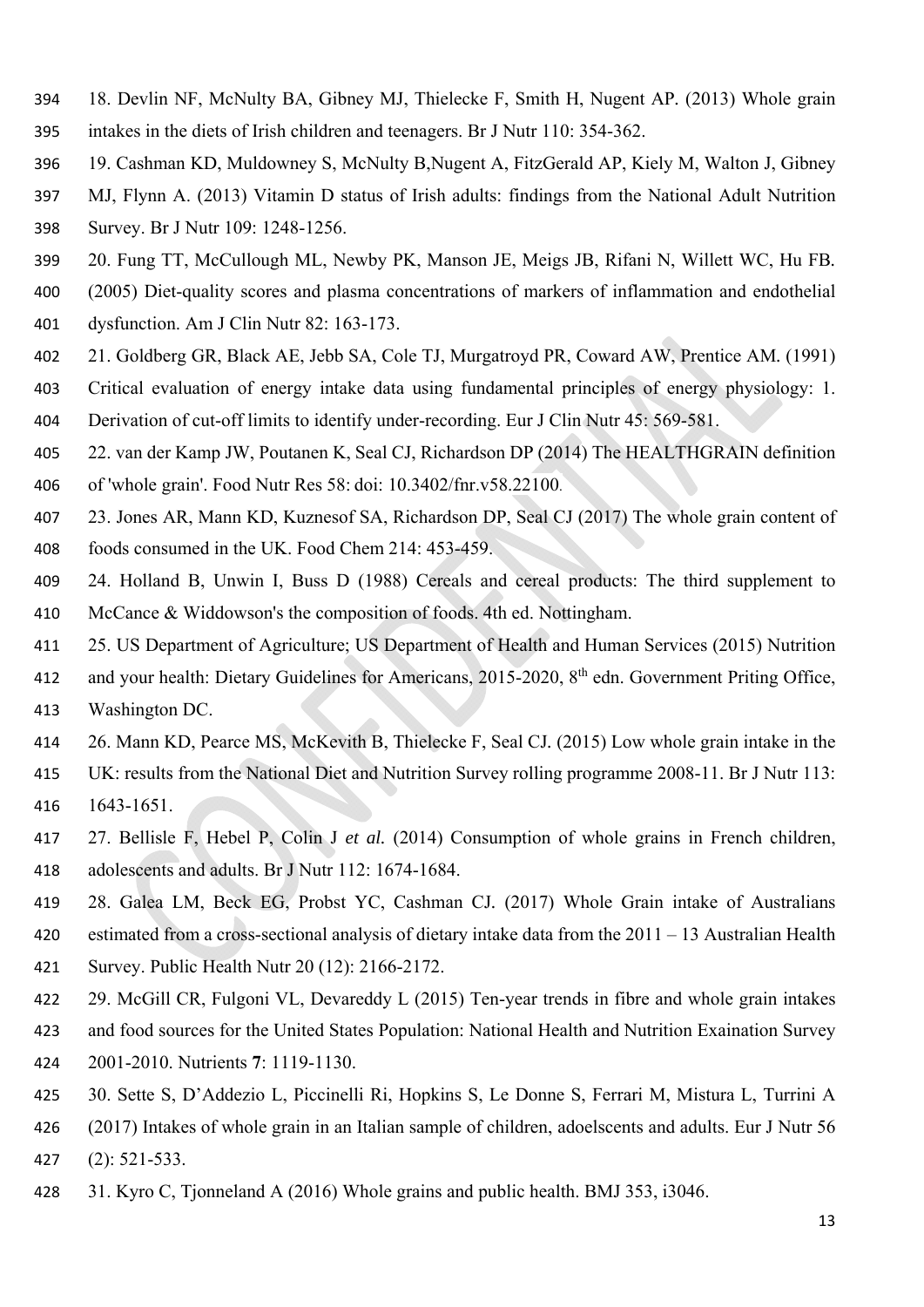18. Devlin NF, McNulty BA, Gibney MJ, Thielecke F, Smith H, Nugent AP. (2013) Whole grain intakes in the diets of Irish children and teenagers. Br J Nutr 110: 354-362.

19. Cashman KD, Muldowney S, McNulty B,Nugent A, FitzGerald AP, Kiely M, Walton J, Gibney MJ, Flynn A. (2013) Vitamin D status of Irish adults: findings from the National Adult Nutrition Survey. Br J Nutr 109: 1248-1256.

20. Fung TT, McCullough ML, Newby PK, Manson JE, Meigs JB, Rifani N, Willett WC, Hu FB. (2005) Diet-quality scores and plasma concentrations of markers of inflammation and endothelial dysfunction. Am J Clin Nutr 82: 163-173.

21. Goldberg GR, Black AE, Jebb SA, Cole TJ, Murgatroyd PR, Coward AW, Prentice AM. (1991) Critical evaluation of energy intake data using fundamental principles of energy physiology: 1. Derivation of cut-off limits to identify under-recording. Eur J Clin Nutr 45: 569-581.

22. van der Kamp JW, Poutanen K, Seal CJ, Richardson DP (2014) The HEALTHGRAIN definition of 'whole grain'. Food Nutr Res 58: doi: 10.3402/fnr.v58.22100.

23. Jones AR, Mann KD, Kuznesof SA, Richardson DP, Seal CJ (2017) The whole grain content of foods consumed in the UK. Food Chem 214: 453-459.

24. Holland B, Unwin I, Buss D (1988) Cereals and cereal products: The third supplement to McCance & Widdowson's the composition of foods. 4th ed. Nottingham.

25. US Department of Agriculture; US Department of Health and Human Services (2015) Nutrition and your health: Dietary Guidelines for Americans, 2015-2020, 8th edn. Government Priting Office, Washington DC.

26. Mann KD, Pearce MS, McKevith B, Thielecke F, Seal CJ. (2015) Low whole grain intake in the UK: results from the National Diet and Nutrition Survey rolling programme 2008-11. Br J Nutr 113: 1643-1651.

27. Bellisle F, Hebel P, Colin J *et al.* (2014) Consumption of whole grains in French children, adolescents and adults. Br J Nutr 112: 1674-1684.

28. Galea LM, Beck EG, Probst YC, Cashman CJ. (2017) Whole Grain intake of Australians estimated from a cross-sectional analysis of dietary intake data from the 2011 – 13 Australian Health Survey. Public Health Nutr 20 (12): 2166-2172.

29. McGill CR, Fulgoni VL, Devareddy L (2015) Ten-year trends in fibre and whole grain intakes and food sources for the United States Population: National Health and Nutrition Exaination Survey 2001-2010. Nutrients **7**: 1119-1130.

30. Sette S, D'Addezio L, Piccinelli Ri, Hopkins S, Le Donne S, Ferrari M, Mistura L, Turrini A (2017) Intakes of whole grain in an Italian sample of children, adoelscents and adults. Eur J Nutr 56 (2): 521-533.

31. Kyro C, Tjonneland A (2016) Whole grains and public health. BMJ 353, i3046.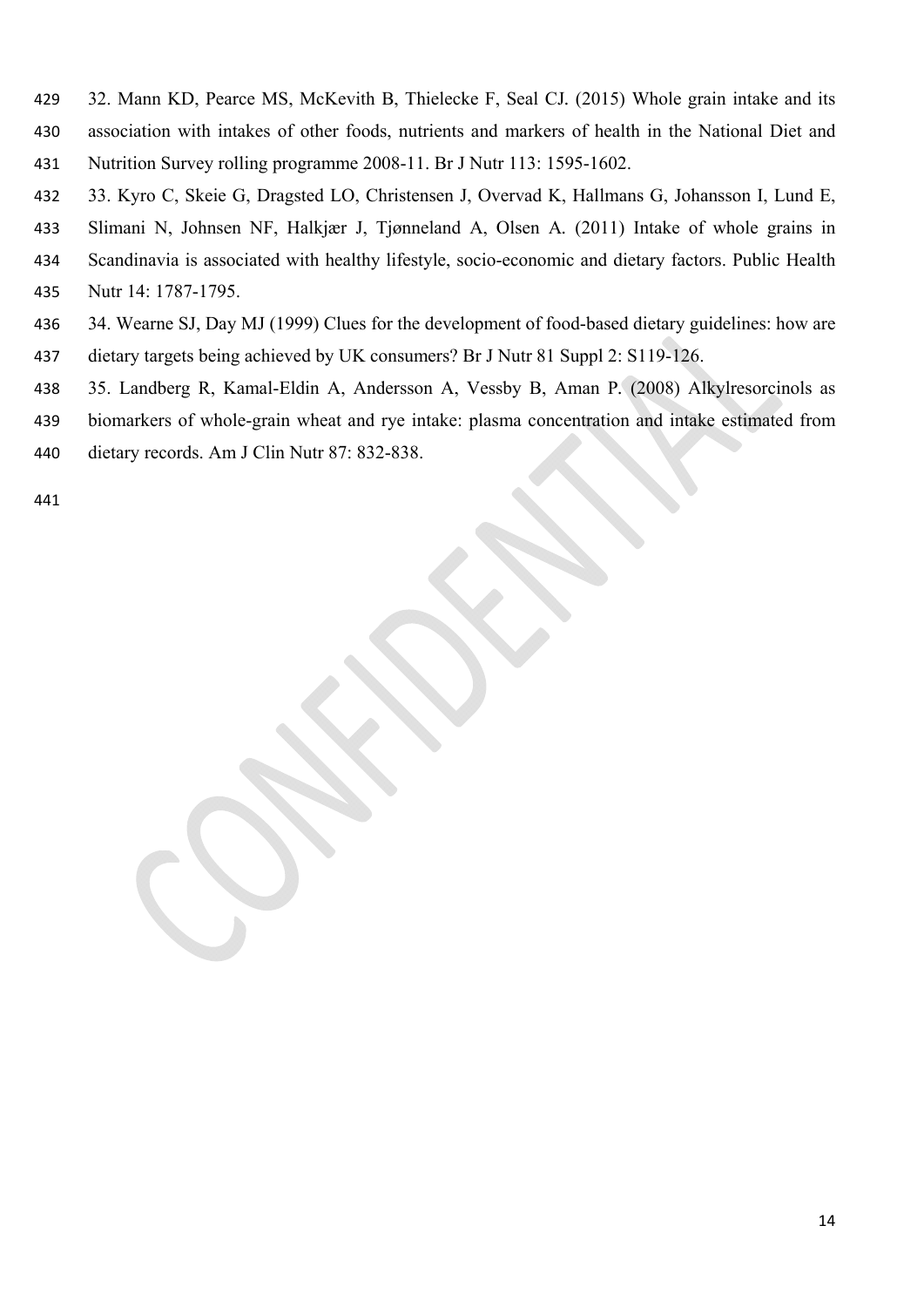32. Mann KD, Pearce MS, McKevith B, Thielecke F, Seal CJ. (2015) Whole grain intake and its association with intakes of other foods, nutrients and markers of health in the National Diet and Nutrition Survey rolling programme 2008-11. Br J Nutr 113: 1595-1602.

33. Kyro C, Skeie G, Dragsted LO, Christensen J, Overvad K, Hallmans G, Johansson I, Lund E, Slimani N, Johnsen NF, Halkjær J, Tjønneland A, Olsen A. (2011) Intake of whole grains in Scandinavia is associated with healthy lifestyle, socio-economic and dietary factors. Public Health Nutr 14: 1787-1795.

34. Wearne SJ, Day MJ (1999) Clues for the development of food-based dietary guidelines: how are dietary targets being achieved by UK consumers? Br J Nutr 81 Suppl 2: S119-126.

35. Landberg R, Kamal-Eldin A, Andersson A, Vessby B, Aman P. (2008) Alkylresorcinols as biomarkers of whole-grain wheat and rye intake: plasma concentration and intake estimated from dietary records. Am J Clin Nutr 87: 832-838.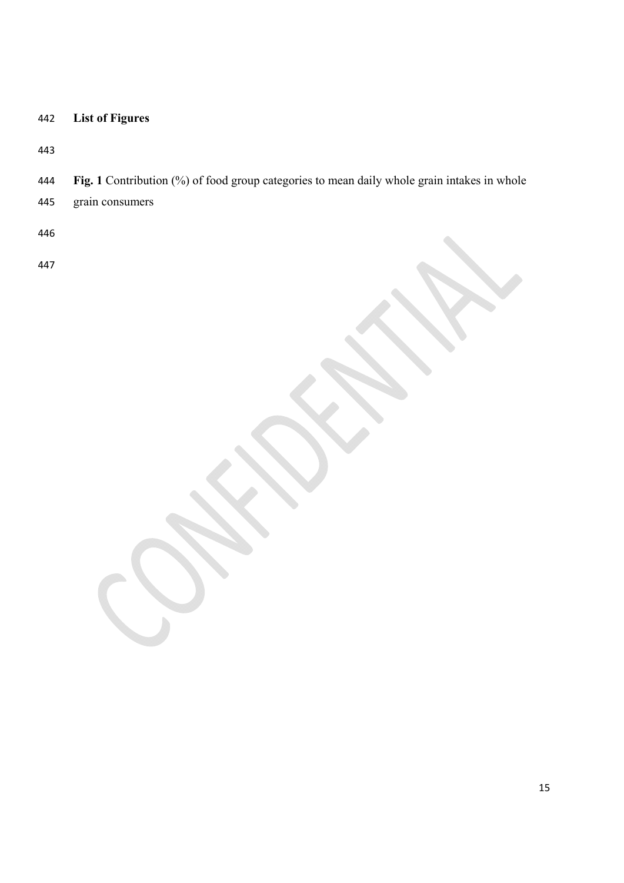## List of Figures

**Fig. 1** Contribution (%) of food group categories to mean daily whole grain intakes in whole grain consumers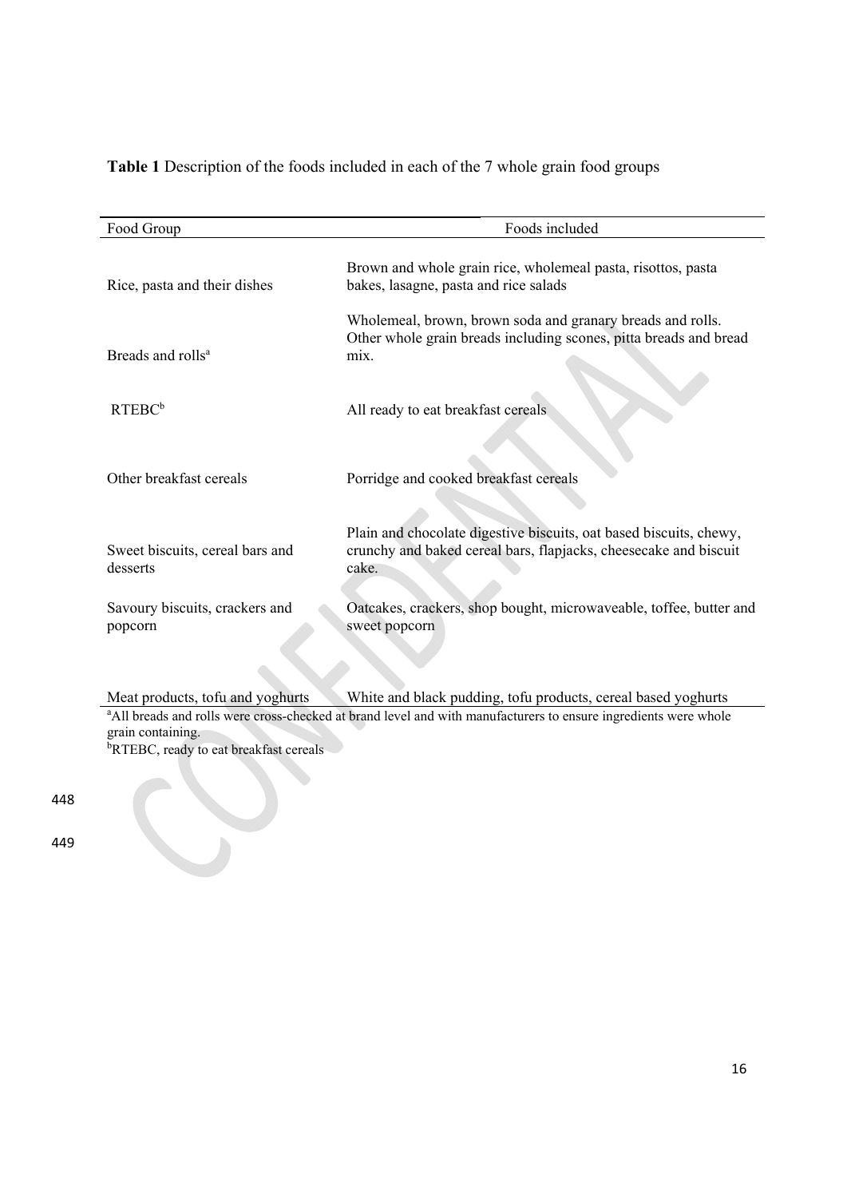**Table 1** Description of the foods included in each of the 7 whole grain food groups

| Food Group | Foods included |
| --- | --- |
| Rice, pasta and their dishes | Brown and whole grain rice, wholemeal pasta, risottos, pasta bakes, lasagne, pasta and rice salads |
| Breads and rolls[a] | Wholemeal, brown, brown soda and granary breads and rolls. Other whole grain breads including scones, pitta breads and bread mix. |
| RTEBC[b] | All ready to eat breakfast cereals |
| Other breakfast cereals | Porridge and cooked breakfast cereals |
| Sweet biscuits, cereal bars and desserts | Plain and chocolate digestive biscuits, oat based biscuits, chewy, crunchy and baked cereal bars, flapjacks, cheesecake and biscuit cake. |
| Savoury biscuits, crackers and popcorn | Oatcakes, crackers, shop bought, microwaveable, toffee, butter and sweet popcorn |
| Meat products, tofu and yoghurts | White and black pudding, tofu products, cereal based yoghurts |

[a]All breads and rolls were cross-checked at brand level and with manufacturers to ensure ingredients were whole grain containing.
[b]RTEBC, ready to eat breakfast cereals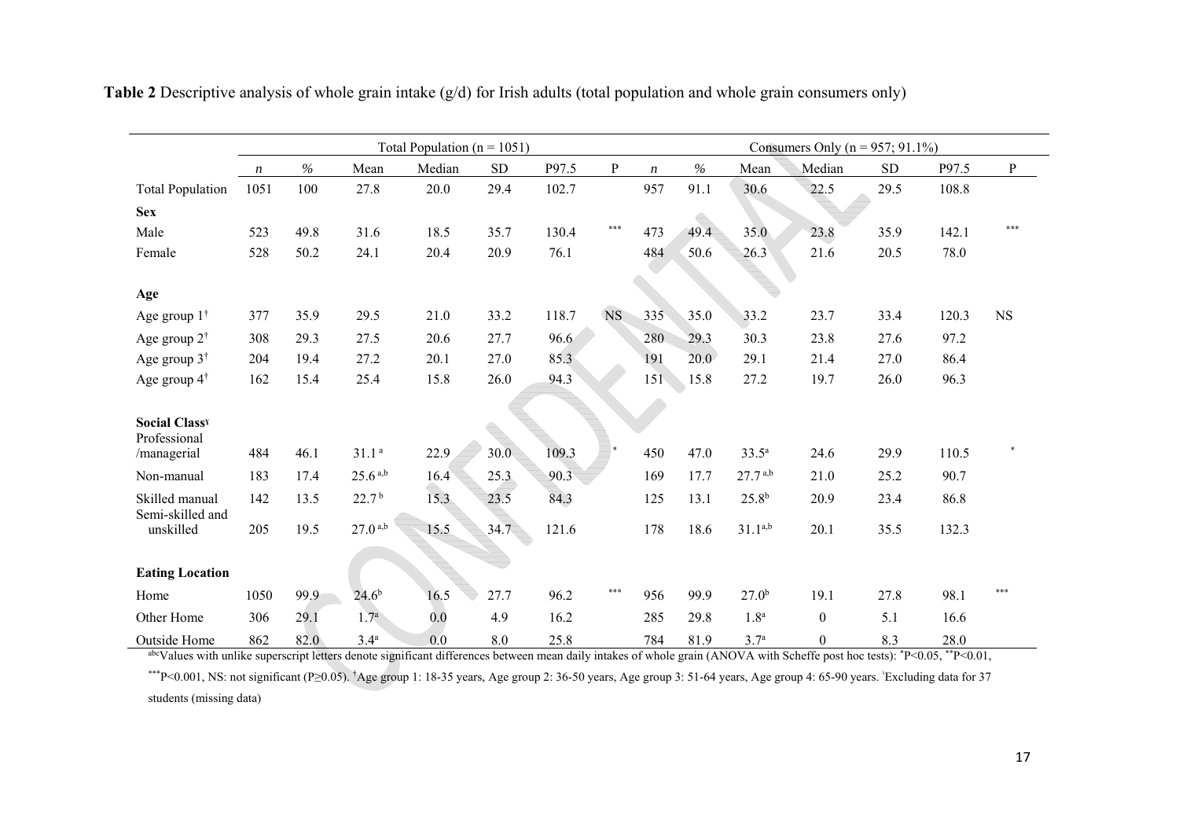**Table 2** Descriptive analysis of whole grain intake (g/d) for Irish adults (total population and whole grain consumers only)

| | Total Population (n = 1051) | | | | | | | Consumers Only (n = 957; 91.1%) | | | | | | |
|---|---|---|---|---|---|---|---|---|---|---|---|---|---|---|
| | *n* | % | Mean | Median | SD | P97.5 | P | *n* | % | Mean | Median | SD | P97.5 | P |
| Total Population | 1051 | 100 | 27.8 | 20.0 | 29.4 | 102.7 | | 957 | 91.1 | 30.6 | 22.5 | 29.5 | 108.8 | |
| **Sex** | | | | | | | | | | | | | | |
| Male | 523 | 49.8 | 31.6 | 18.5 | 35.7 | 130.4 | *** | 473 | 49.4 | 35.0 | 23.8 | 35.9 | 142.1 | *** |
| Female | 528 | 50.2 | 24.1 | 20.4 | 20.9 | 76.1 | | 484 | 50.6 | 26.3 | 21.6 | 20.5 | 78.0 | |
| **Age** | | | | | | | | | | | | | | |
| Age group 1[†] | 377 | 35.9 | 29.5 | 21.0 | 33.2 | 118.7 | NS | 335 | 35.0 | 33.2 | 23.7 | 33.4 | 120.3 | NS |
| Age group 2[†] | 308 | 29.3 | 27.5 | 20.6 | 27.7 | 96.6 | | 280 | 29.3 | 30.3 | 23.8 | 27.6 | 97.2 | |
| Age group 3[†] | 204 | 19.4 | 27.2 | 20.1 | 27.0 | 85.3 | | 191 | 20.0 | 29.1 | 21.4 | 27.0 | 86.4 | |
| Age group 4[†] | 162 | 15.4 | 25.4 | 15.8 | 26.0 | 94.3 | | 151 | 15.8 | 27.2 | 19.7 | 26.0 | 96.3 | |
| **Social Class**[ˈ] | | | | | | | | | | | | | | |
| Professional /managerial | 484 | 46.1 | 31.1[a] | 22.9 | 30.0 | 109.3 | * | 450 | 47.0 | 33.5[a] | 24.6 | 29.9 | 110.5 | * |
| Non-manual | 183 | 17.4 | 25.6[a,b] | 16.4 | 25.3 | 90.3 | | 169 | 17.7 | 27.7[a,b] | 21.0 | 25.2 | 90.7 | |
| Skilled manual | 142 | 13.5 | 22.7[b] | 15.3 | 23.5 | 84.3 | | 125 | 13.1 | 25.8[b] | 20.9 | 23.4 | 86.8 | |
| Semi-skilled and unskilled | 205 | 19.5 | 27.0[a,b] | 15.5 | 34.7 | 121.6 | | 178 | 18.6 | 31.1[a,b] | 20.1 | 35.5 | 132.3 | |
| **Eating Location** | | | | | | | | | | | | | | |
| Home | 1050 | 99.9 | 24.6[b] | 16.5 | 27.7 | 96.2 | *** | 956 | 99.9 | 27.0[b] | 19.1 | 27.8 | 98.1 | *** |
| Other Home | 306 | 29.1 | 1.7[a] | 0.0 | 4.9 | 16.2 | | 285 | 29.8 | 1.8[a] | 0 | 5.1 | 16.6 | |
| Outside Home | 862 | 82.0 | 3.4[a] | 0.0 | 8.0 | 25.8 | | 784 | 81.9 | 3.7[a] | 0 | 8.3 | 28.0 | |

[abc]Values with unlike superscript letters denote significant differences between mean daily intakes of whole grain (ANOVA with Scheffe post hoc tests): *$P<0.05$, **$P<0.01$, ***$P<0.001$, NS: not significant ($P\geq0.05$). [†]Age group 1: 18-35 years, Age group 2: 36-50 years, Age group 3: 51-64 years, Age group 4: 65-90 years. [ˈ]Excluding data for 37 students (missing data)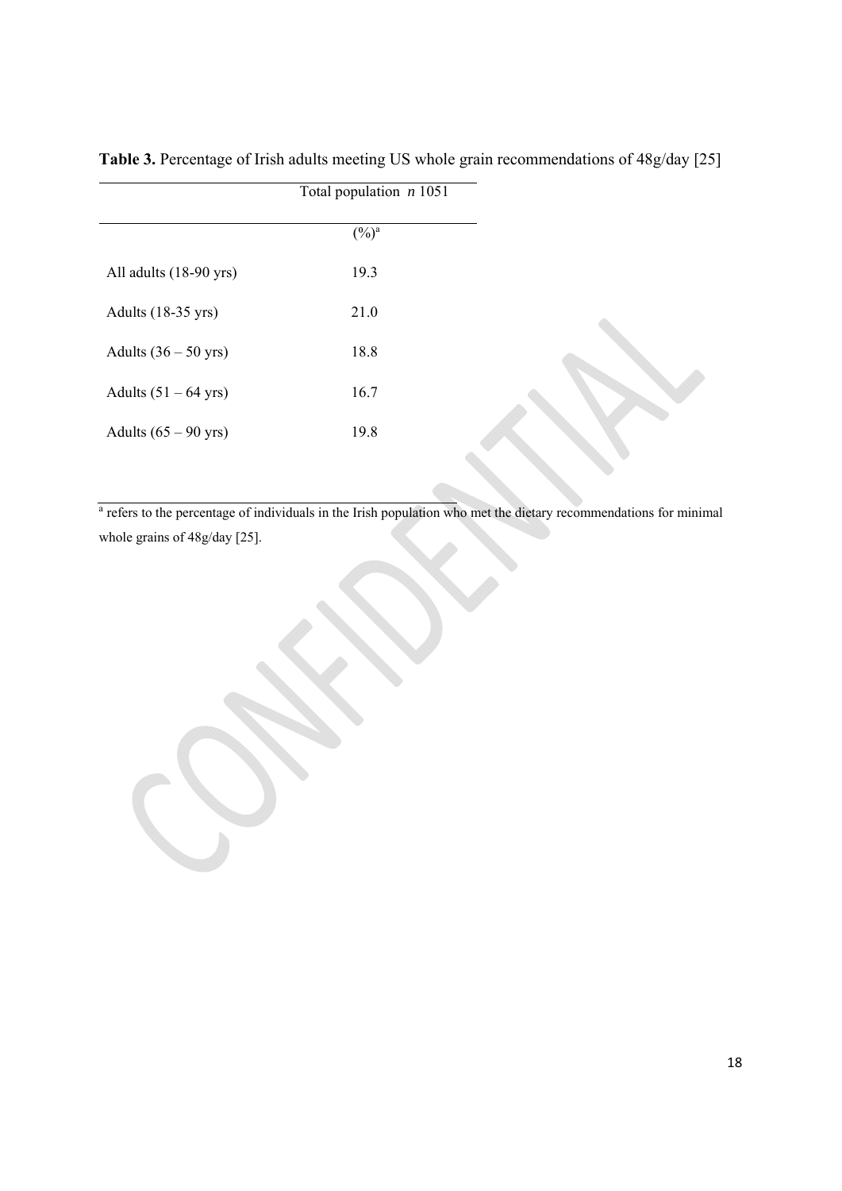**Table 3.** Percentage of Irish adults meeting US whole grain recommendations of 48g/day [25]

| | Total population *n* 1051 |
|---|---|
| | (%)[a] |
| All adults (18-90 yrs) | 19.3 |
| Adults (18-35 yrs) | 21.0 |
| Adults (36 – 50 yrs) | 18.8 |
| Adults (51 – 64 yrs) | 16.7 |
| Adults (65 – 90 yrs) | 19.8 |

[a] refers to the percentage of individuals in the Irish population who met the dietary recommendations for minimal whole grains of 48g/day [25].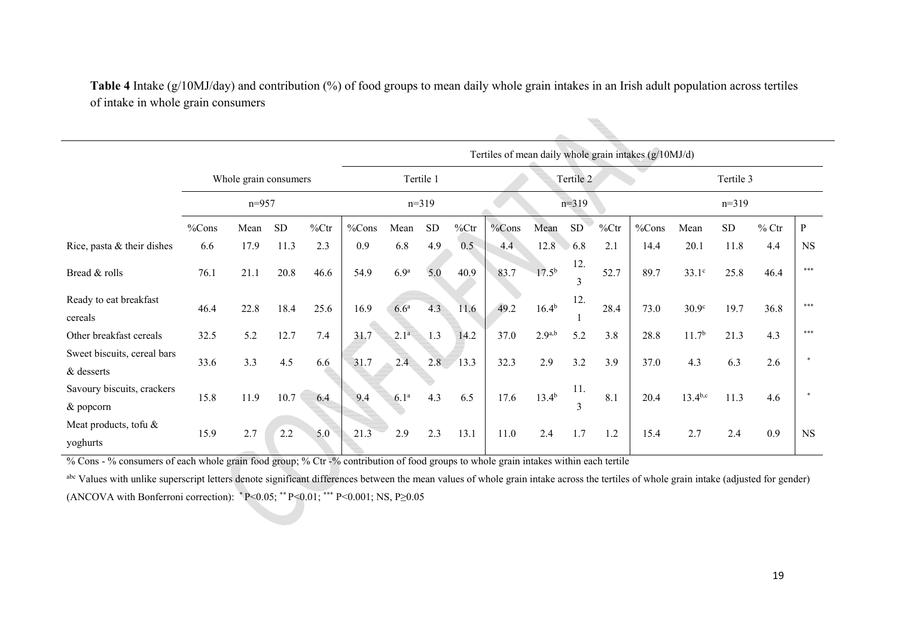**Table 4** Intake (g/10MJ/day) and contribution (%) of food groups to mean daily whole grain intakes in an Irish adult population across tertiles of intake in whole grain consumers

| | Whole grain consumers | | | | Tertiles of mean daily whole grain intakes (g/10MJ/d) | | | | | | | | | | | | |
|---|---|---|---|---|---|---|---|---|---|---|---|---|---|---|---|---|---|
| | | | | | Tertile 1 | | | | Tertile 2 | | | | Tertile 3 | | | | |
| | n=957 | | | | n=319 | | | | n=319 | | | | n=319 | | | | |
| | %Cons | Mean | SD | %Ctr | %Cons | Mean | SD | %Ctr | %Cons | Mean | SD | %Ctr | %Cons | Mean | SD | % Ctr | P |
| Rice, pasta & their dishes | 6.6 | 17.9 | 11.3 | 2.3 | 0.9 | 6.8 | 4.9 | 0.5 | 4.4 | 12.8 | 6.8 | 2.1 | 14.4 | 20.1 | 11.8 | 4.4 | NS |
| Bread & rolls | 76.1 | 21.1 | 20.8 | 46.6 | 54.9 | 6.9[a] | 5.0 | 40.9 | 83.7 | 17.5[b] | 12.3 | 52.7 | 89.7 | 33.1[c] | 25.8 | 46.4 | *** |
| Ready to eat breakfast cereals | 46.4 | 22.8 | 18.4 | 25.6 | 16.9 | 6.6[a] | 4.3 | 11.6 | 49.2 | 16.4[b] | 12.1 | 28.4 | 73.0 | 30.9[c] | 19.7 | 36.8 | *** |
| Other breakfast cereals | 32.5 | 5.2 | 12.7 | 7.4 | 31.7 | 2.1[a] | 1.3 | 14.2 | 37.0 | 2.9[a,b] | 5.2 | 3.8 | 28.8 | 11.7[b] | 21.3 | 4.3 | *** |
| Sweet biscuits, cereal bars & desserts | 33.6 | 3.3 | 4.5 | 6.6 | 31.7 | 2.4 | 2.8 | 13.3 | 32.3 | 2.9 | 3.2 | 3.9 | 37.0 | 4.3 | 6.3 | 2.6 | * |
| Savoury biscuits, crackers & popcorn | 15.8 | 11.9 | 10.7 | 6.4 | 9.4 | 6.1[a] | 4.3 | 6.5 | 17.6 | 13.4[b] | 11.3 | 8.1 | 20.4 | 13.4[b,c] | 11.3 | 4.6 | * |
| Meat products, tofu & yoghurts | 15.9 | 2.7 | 2.2 | 5.0 | 21.3 | 2.9 | 2.3 | 13.1 | 11.0 | 2.4 | 1.7 | 1.2 | 15.4 | 2.7 | 2.4 | 0.9 | NS |

% Cons - % consumers of each whole grain food group; % Ctr -% contribution of food groups to whole grain intakes within each tertile

[abc] Values with unlike superscript letters denote significant differences between the mean values of whole grain intake across the tertiles of whole grain intake (adjusted for gender) (ANCOVA with Bonferroni correction): * $P<0.05$; ** $P<0.01$; *** $P<0.001$; NS, $P\geq0.05$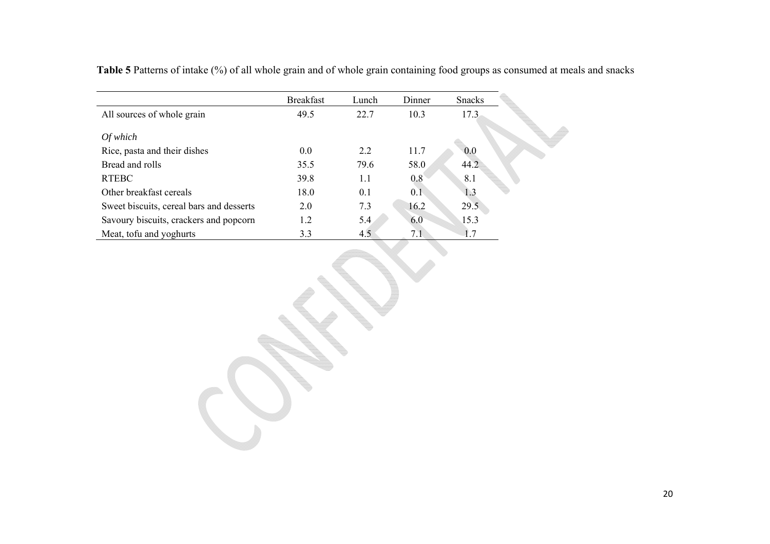**Table 5** Patterns of intake (%) of all whole grain and of whole grain containing food groups as consumed at meals and snacks

| | Breakfast | Lunch | Dinner | Snacks |
|---|---|---|---|---|
| All sources of whole grain | 49.5 | 22.7 | 10.3 | 17.3 |
| *Of which* | | | | |
| Rice, pasta and their dishes | 0.0 | 2.2 | 11.7 | 0.0 |
| Bread and rolls | 35.5 | 79.6 | 58.0 | 44.2 |
| RTEBC | 39.8 | 1.1 | 0.8 | 8.1 |
| Other breakfast cereals | 18.0 | 0.1 | 0.1 | 1.3 |
| Sweet biscuits, cereal bars and desserts | 2.0 | 7.3 | 16.2 | 29.5 |
| Savoury biscuits, crackers and popcorn | 1.2 | 5.4 | 6.0 | 15.3 |
| Meat, tofu and yoghurts | 3.3 | 4.5 | 7.1 | 1.7 |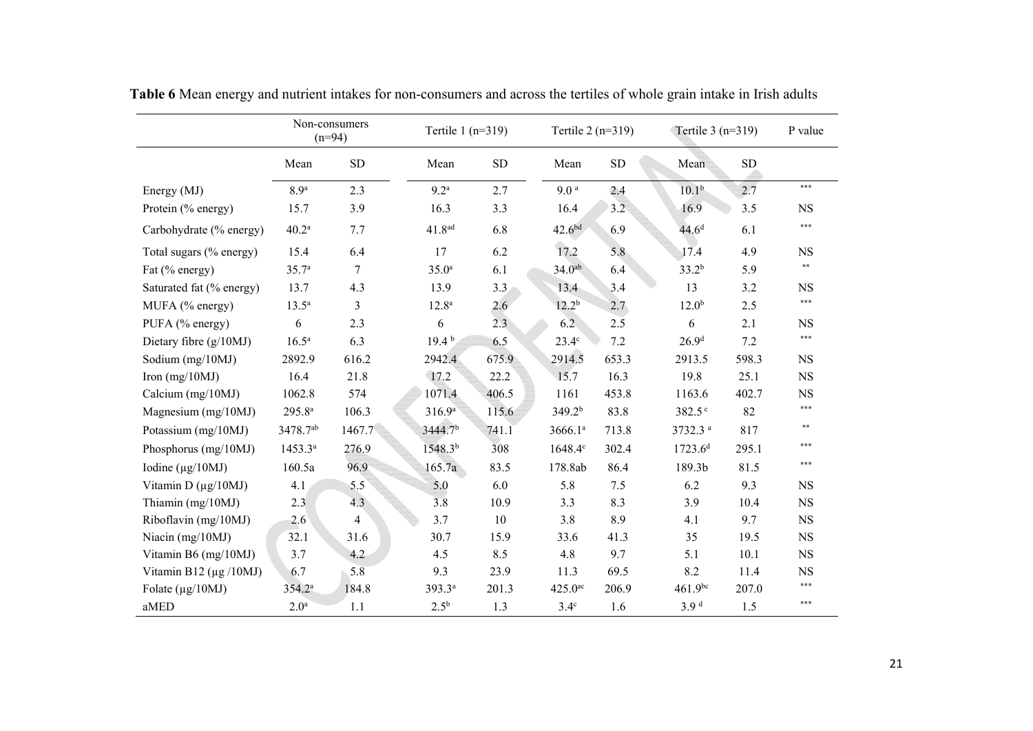**Table 6** Mean energy and nutrient intakes for non-consumers and across the tertiles of whole grain intake in Irish adults

| | Non-consumers (n=94) | | Tertile 1 (n=319) | | Tertile 2 (n=319) | | Tertile 3 (n=319) | | P value |
|---|---|---|---|---|---|---|---|---|---|
| | Mean | SD | Mean | SD | Mean | SD | Mean | SD | |
| Energy (MJ) | 8.9[a] | 2.3 | 9.2[a] | 2.7 | 9.0 [a] | 2.4 | 10.1[b] | 2.7 | *** |
| Protein (% energy) | 15.7 | 3.9 | 16.3 | 3.3 | 16.4 | 3.2 | 16.9 | 3.5 | NS |
| Carbohydrate (% energy) | 40.2[a] | 7.7 | 41.8[ad] | 6.8 | 42.6[bd] | 6.9 | 44.6[d] | 6.1 | *** |
| Total sugars (% energy) | 15.4 | 6.4 | 17 | 6.2 | 17.2 | 5.8 | 17.4 | 4.9 | NS |
| Fat (% energy) | 35.7[a] | 7 | 35.0[a] | 6.1 | 34.0[ab] | 6.4 | 33.2[b] | 5.9 | ** |
| Saturated fat (% energy) | 13.7 | 4.3 | 13.9 | 3.3 | 13.4 | 3.4 | 13 | 3.2 | NS |
| MUFA (% energy) | 13.5[a] | 3 | 12.8[a] | 2.6 | 12.2[b] | 2.7 | 12.0[b] | 2.5 | *** |
| PUFA (% energy) | 6 | 2.3 | 6 | 2.3 | 6.2 | 2.5 | 6 | 2.1 | NS |
| Dietary fibre (g/10MJ) | 16.5[a] | 6.3 | 19.4 [b] | 6.5 | 23.4[c] | 7.2 | 26.9[d] | 7.2 | *** |
| Sodium (mg/10MJ) | 2892.9 | 616.2 | 2942.4 | 675.9 | 2914.5 | 653.3 | 2913.5 | 598.3 | NS |
| Iron (mg/10MJ) | 16.4 | 21.8 | 17.2 | 22.2 | 15.7 | 16.3 | 19.8 | 25.1 | NS |
| Calcium (mg/10MJ) | 1062.8 | 574 | 1071.4 | 406.5 | 1161 | 453.8 | 1163.6 | 402.7 | NS |
| Magnesium (mg/10MJ) | 295.8[a] | 106.3 | 316.9[a] | 115.6 | 349.2[b] | 83.8 | 382.5 [c] | 82 | *** |
| Potassium (mg/10MJ) | 3478.7[ab] | 1467.7 | 3444.7[b] | 741.1 | 3666.1[a] | 713.8 | 3732.3 [a] | 817 | ** |
| Phosphorus (mg/10MJ) | 1453.3[a] | 276.9 | 1548.3[b] | 308 | 1648.4[c] | 302.4 | 1723.6[d] | 295.1 | *** |
| Iodine (µg/10MJ) | 160.5a | 96.9 | 165.7a | 83.5 | 178.8ab | 86.4 | 189.3b | 81.5 | *** |
| Vitamin D (µg/10MJ) | 4.1 | 5.5 | 5.0 | 6.0 | 5.8 | 7.5 | 6.2 | 9.3 | NS |
| Thiamin (mg/10MJ) | 2.3 | 4.3 | 3.8 | 10.9 | 3.3 | 8.3 | 3.9 | 10.4 | NS |
| Riboflavin (mg/10MJ) | 2.6 | 4 | 3.7 | 10 | 3.8 | 8.9 | 4.1 | 9.7 | NS |
| Niacin (mg/10MJ) | 32.1 | 31.6 | 30.7 | 15.9 | 33.6 | 41.3 | 35 | 19.5 | NS |
| Vitamin B6 (mg/10MJ) | 3.7 | 4.2 | 4.5 | 8.5 | 4.8 | 9.7 | 5.1 | 10.1 | NS |
| Vitamin B12 (µg /10MJ) | 6.7 | 5.8 | 9.3 | 23.9 | 11.3 | 69.5 | 8.2 | 11.4 | NS |
| Folate (µg/10MJ) | 354.2[a] | 184.8 | 393.3[a] | 201.3 | 425.0[ac] | 206.9 | 461.9[bc] | 207.0 | *** |
| aMED | 2.0[a] | 1.1 | 2.5[b] | 1.3 | 3.4[c] | 1.6 | 3.9 [d] | 1.5 | *** |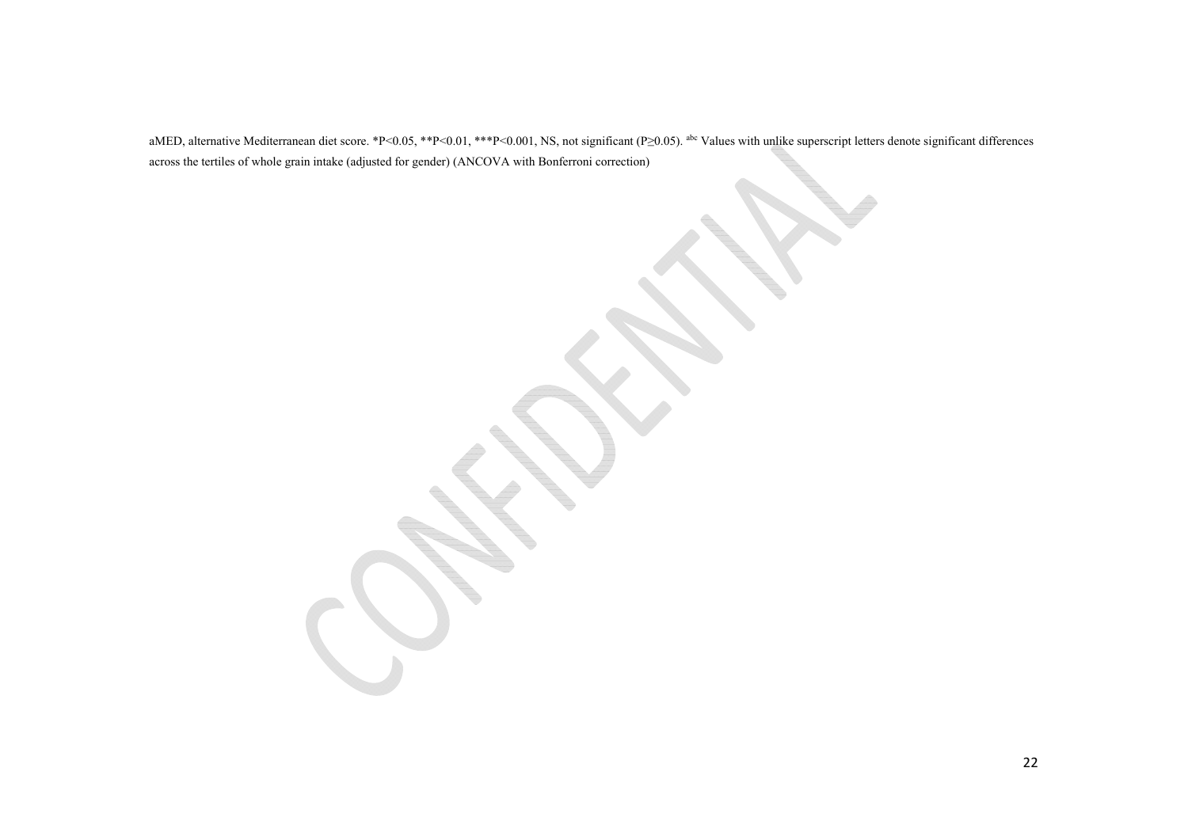aMED, alternative Mediterranean diet score. *P<0.05, **P<0.01, ***P<0.001, NS, not significant (P≥0.05). [abc] Values with unlike superscript letters denote significant differences across the tertiles of whole grain intake (adjusted for gender) (ANCOVA with Bonferroni correction)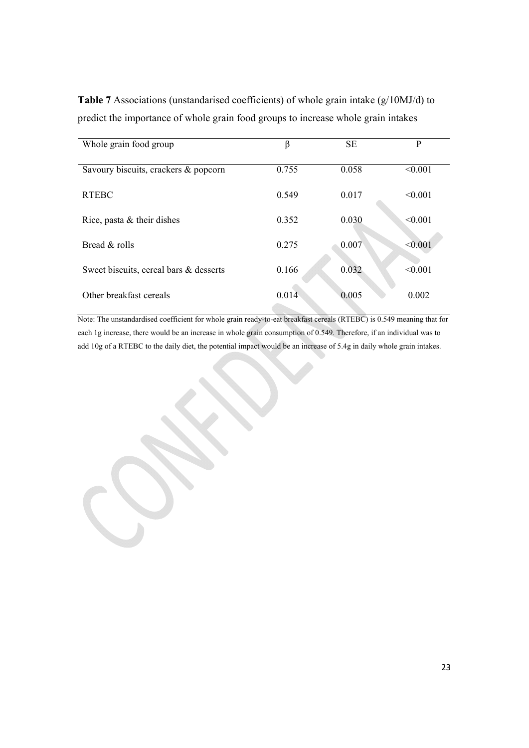**Table 7** Associations (unstandarised coefficients) of whole grain intake (g/10MJ/d) to predict the importance of whole grain food groups to increase whole grain intakes

| Whole grain food group | β | SE | P |
|---|---|---|---|
| Savoury biscuits, crackers & popcorn | 0.755 | 0.058 | <0.001 |
| RTEBC | 0.549 | 0.017 | <0.001 |
| Rice, pasta & their dishes | 0.352 | 0.030 | <0.001 |
| Bread & rolls | 0.275 | 0.007 | <0.001 |
| Sweet biscuits, cereal bars & desserts | 0.166 | 0.032 | <0.001 |
| Other breakfast cereals | 0.014 | 0.005 | 0.002 |

Note: The unstandardised coefficient for whole grain ready-to-eat breakfast cereals (RTEBC) is 0.549 meaning that for each 1g increase, there would be an increase in whole grain consumption of 0.549. Therefore, if an individual was to add 10g of a RTEBC to the daily diet, the potential impact would be an increase of 5.4g in daily whole grain intakes.